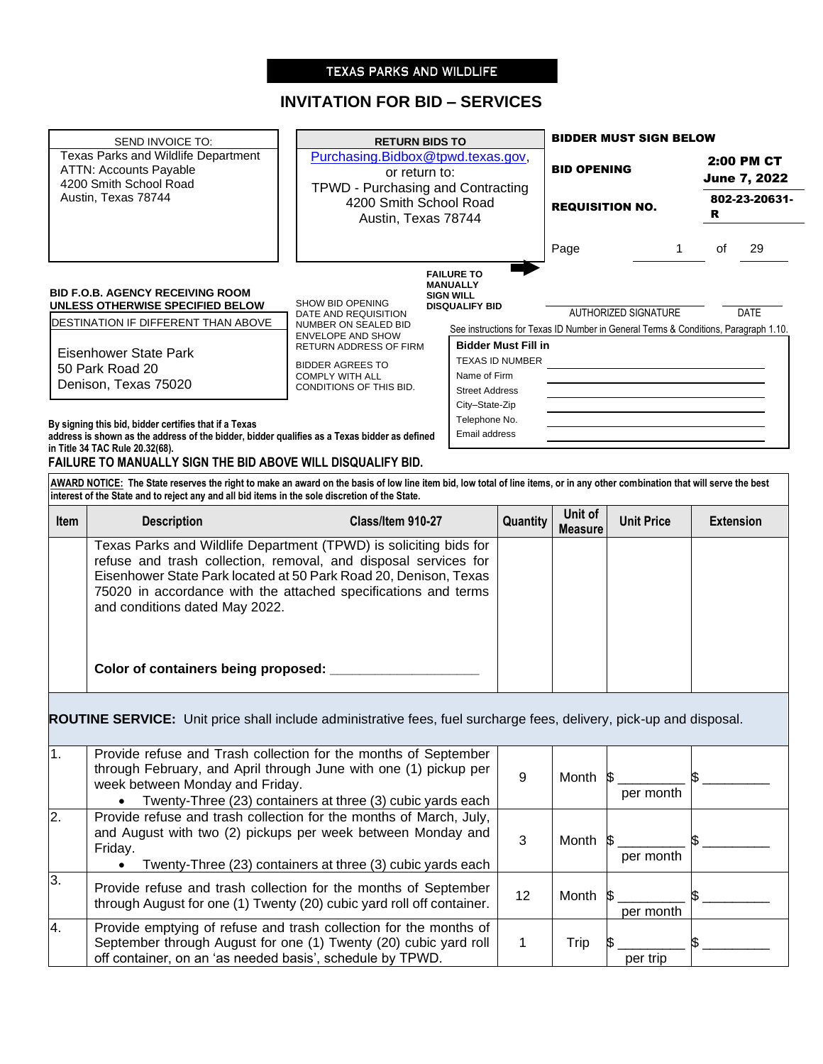TEXAS PARKS AND WILDLIFE

# INVITATION FOR BID – SERVICES

| SEND INVOICE TO: | RETURN BIDS TO | BIDDER MUST SIGN BELOW | |
|---|---|---|---|
| Texas Parks and Wildlife Department<br>ATTN: Accounts Payable<br>4200 Smith School Road<br>Austin, Texas 78744 | Purchasing.Bidbox@tpwd.texas.gov, or return to:<br>TPWD - Purchasing and Contracting<br>4200 Smith School Road<br>Austin, Texas 78744 | **BID OPENING** | **2:00 PM CT June 7, 2022** |
| | | **REQUISITION NO.** | **802-23-20631-R** |
| | | Page | 1 of 29 |

**FAILURE TO MANUALLY SIGN WILL DISQUALIFY BID**

AUTHORIZED SIGNATURE ____________________ DATE __________

**BID F.O.B. AGENCY RECEIVING ROOM UNLESS OTHERWISE SPECIFIED BELOW**

DESTINATION IF DIFFERENT THAN ABOVE

Eisenhower State Park
50 Park Road 20
Denison, Texas 75020

SHOW BID OPENING DATE AND REQUISITION NUMBER ON SEALED BID ENVELOPE AND SHOW RETURN ADDRESS OF FIRM

BIDDER AGREES TO COMPLY WITH ALL CONDITIONS OF THIS BID.

See instructions for Texas ID Number in General Terms & Conditions, Paragraph 1.10.

**Bidder Must Fill in**

| | |
|---|---|
| TEXAS ID NUMBER | |
| Name of Firm | |
| Street Address | |
| City–State-Zip | |
| Telephone No. | |
| Email address | |

**By signing this bid, bidder certifies that if a Texas address is shown as the address of the bidder, bidder qualifies as a Texas bidder as defined in Title 34 TAC Rule 20.32(68).**

**FAILURE TO MANUALLY SIGN THE BID ABOVE WILL DISQUALIFY BID.**

**AWARD NOTICE: The State reserves the right to make an award on the basis of low line item bid, low total of line items, or in any other combination that will serve the best interest of the State and to reject any and all bid items in the sole discretion of the State.**

| Item | Description — Class/Item 910-27 | Quantity | Unit of Measure | Unit Price | Extension |
|---|---|---|---|---|---|
| | Texas Parks and Wildlife Department (TPWD) is soliciting bids for refuse and trash collection, removal, and disposal services for Eisenhower State Park located at 50 Park Road 20, Denison, Texas 75020 in accordance with the attached specifications and terms and conditions dated May 2022.<br><br>**Color of containers being proposed: ____________________** | | | | |
| **ROUTINE SERVICE:** Unit price shall include administrative fees, fuel surcharge fees, delivery, pick-up and disposal. | | | | | |
| 1. | Provide refuse and Trash collection for the months of September through February, and April through June with one (1) pickup per week between Monday and Friday.<br>• Twenty-Three (23) containers at three (3) cubic yards each | 9 | Month | $ _________ per month | $ _________ |
| 2. | Provide refuse and trash collection for the months of March, July, and August with two (2) pickups per week between Monday and Friday.<br>• Twenty-Three (23) containers at three (3) cubic yards each | 3 | Month | $ _________ per month | $ _________ |
| 3. | Provide refuse and trash collection for the months of September through August for one (1) Twenty (20) cubic yard roll off container. | 12 | Month | $ _________ per month | $ _________ |
| 4. | Provide emptying of refuse and trash collection for the months of September through August for one (1) Twenty (20) cubic yard roll off container, on an 'as needed basis', schedule by TPWD. | 1 | Trip | $ _________ per trip | $ _________ |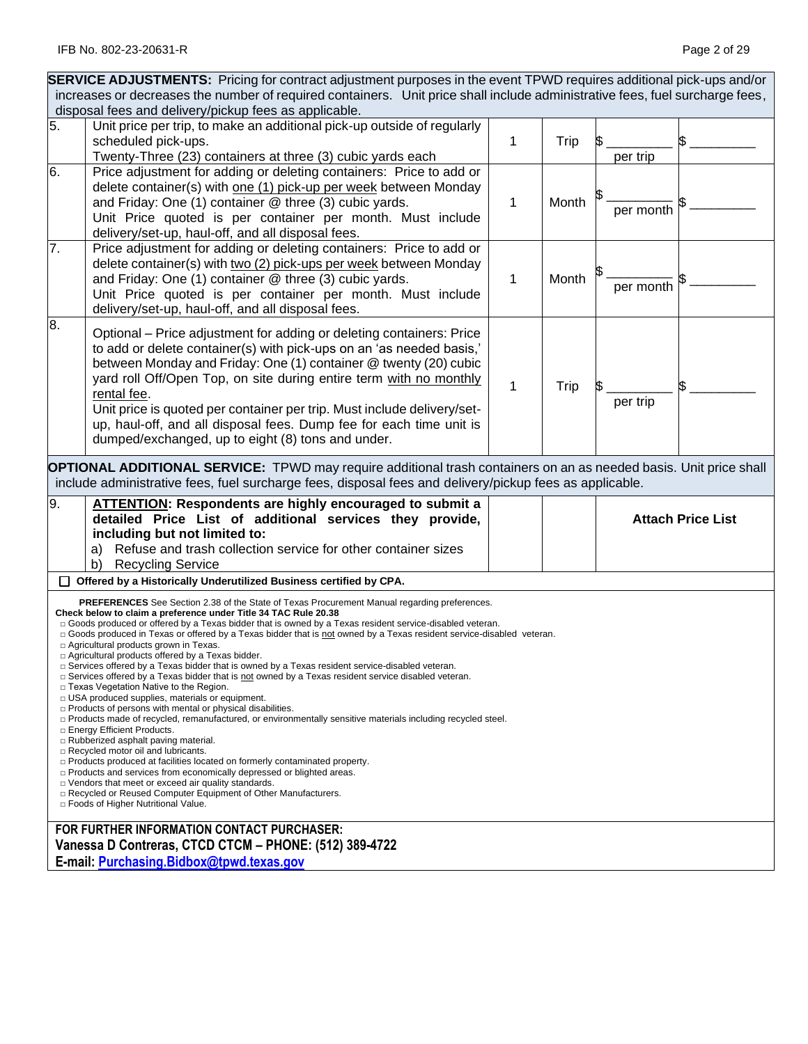| | | | | | |
|---|---|---|---|---|---|
| **SERVICE ADJUSTMENTS:** Pricing for contract adjustment purposes in the event TPWD requires additional pick-ups and/or increases or decreases the number of required containers. Unit price shall include administrative fees, fuel surcharge fees, disposal fees and delivery/pickup fees as applicable. | | | | | |
| 5. | Unit price per trip, to make an additional pick-up outside of regularly scheduled pick-ups. Twenty-Three (23) containers at three (3) cubic yards each | 1 | Trip | $ ________ per trip | $ ________ |
| 6. | Price adjustment for adding or deleting containers: Price to add or delete container(s) with <u>one (1) pick-up per week</u> between Monday and Friday: One (1) container @ three (3) cubic yards. Unit Price quoted is per container per month. Must include delivery/set-up, haul-off, and all disposal fees. | 1 | Month | $ ________ per month | $ ________ |
| 7. | Price adjustment for adding or deleting containers: Price to add or delete container(s) with <u>two (2) pick-ups per week</u> between Monday and Friday: One (1) container @ three (3) cubic yards. Unit Price quoted is per container per month. Must include delivery/set-up, haul-off, and all disposal fees. | 1 | Month | $ ________ per month | $ ________ |
| 8. | Optional – Price adjustment for adding or deleting containers: Price to add or delete container(s) with pick-ups on an 'as needed basis,' between Monday and Friday: One (1) container @ twenty (20) cubic yard roll Off/Open Top, on site during entire term <u>with no monthly rental fee</u>. Unit price is quoted per container per trip. Must include delivery/set-up, haul-off, and all disposal fees. Dump fee for each time unit is dumped/exchanged, up to eight (8) tons and under. | 1 | Trip | $ ________ per trip | $ ________ |
| **OPTIONAL ADDITIONAL SERVICE:** TPWD may require additional trash containers on an as needed basis. Unit price shall include administrative fees, fuel surcharge fees, disposal fees and delivery/pickup fees as applicable. | | | | | |
| 9. | **<u>ATTENTION</u>: Respondents are highly encouraged to submit a detailed Price List of additional services they provide, including but not limited to:** a) Refuse and trash collection service for other container sizes b) Recycling Service | | | **Attach Price List** | |

☐ **Offered by a Historically Underutilized Business certified by CPA.**

**PREFERENCES** See Section 2.38 of the State of Texas Procurement Manual regarding preferences.
**Check below to claim a preference under Title 34 TAC Rule 20.38**

- □ Goods produced or offered by a Texas bidder that is owned by a Texas resident service-disabled veteran.
- □ Goods produced in Texas or offered by a Texas bidder that is <u>not</u> owned by a Texas resident service-disabled veteran.
- □ Agricultural products grown in Texas.
- □ Agricultural products offered by a Texas bidder.
- □ Services offered by a Texas bidder that is owned by a Texas resident service-disabled veteran.
- □ Services offered by a Texas bidder that is <u>not</u> owned by a Texas resident service disabled veteran.
- □ Texas Vegetation Native to the Region.
- □ USA produced supplies, materials or equipment.
- □ Products of persons with mental or physical disabilities.
- □ Products made of recycled, remanufactured, or environmentally sensitive materials including recycled steel.
- □ Energy Efficient Products.
- □ Rubberized asphalt paving material.
- □ Recycled motor oil and lubricants.
- □ Products produced at facilities located on formerly contaminated property.
- □ Products and services from economically depressed or blighted areas.
- □ Vendors that meet or exceed air quality standards.
- □ Recycled or Reused Computer Equipment of Other Manufacturers.
- □ Foods of Higher Nutritional Value.

**FOR FURTHER INFORMATION CONTACT PURCHASER:**
**Vanessa D Contreras, CTCD CTCM – PHONE: (512) 389-4722**
**E-mail: Purchasing.Bidbox@tpwd.texas.gov**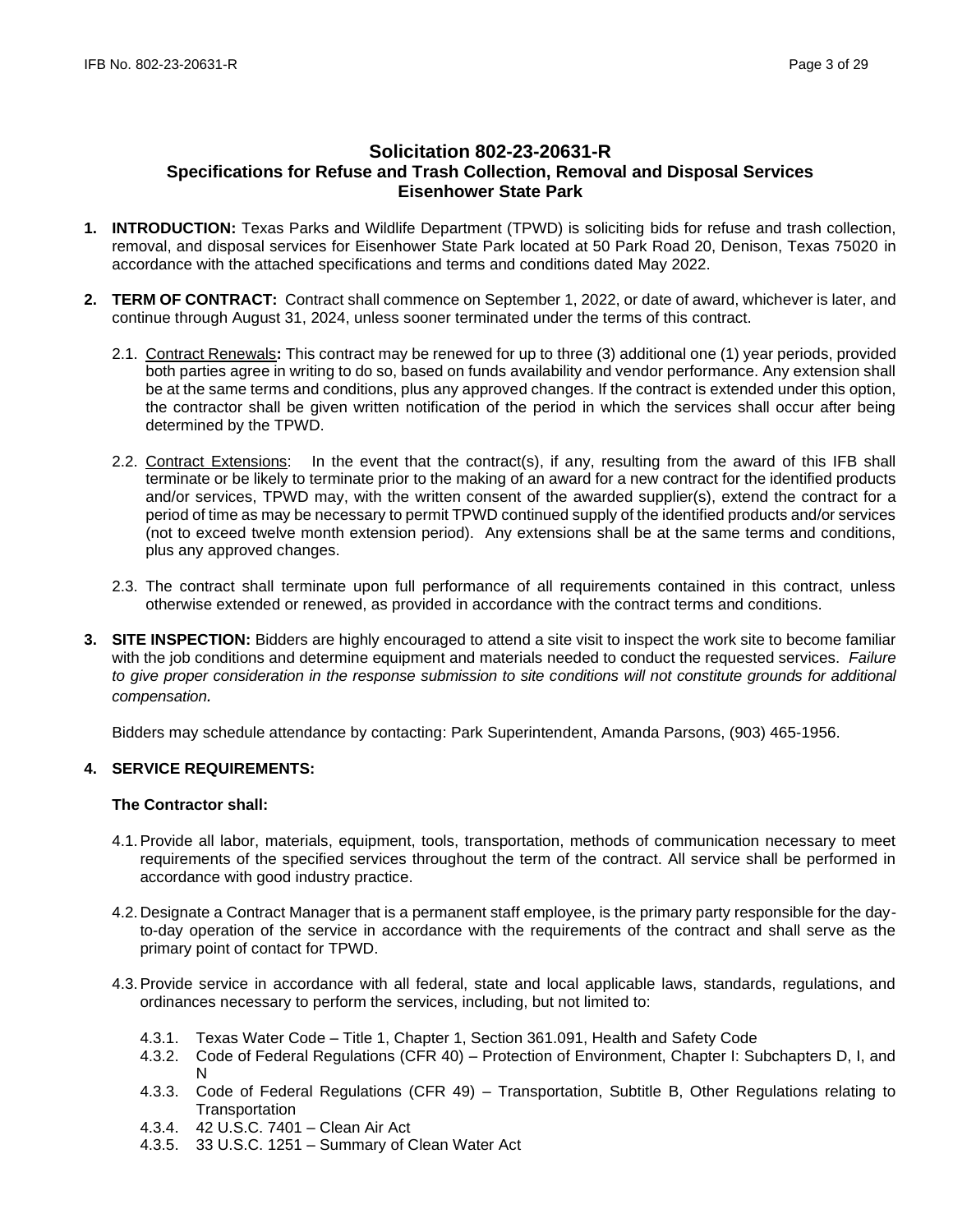# Solicitation 802-23-20631-R
## Specifications for Refuse and Trash Collection, Removal and Disposal Services
## Eisenhower State Park

1. **INTRODUCTION:** Texas Parks and Wildlife Department (TPWD) is soliciting bids for refuse and trash collection, removal, and disposal services for Eisenhower State Park located at 50 Park Road 20, Denison, Texas 75020 in accordance with the attached specifications and terms and conditions dated May 2022.

2. **TERM OF CONTRACT:** Contract shall commence on September 1, 2022, or date of award, whichever is later, and continue through August 31, 2024, unless sooner terminated under the terms of this contract.

   2.1. Contract Renewals**:** This contract may be renewed for up to three (3) additional one (1) year periods, provided both parties agree in writing to do so, based on funds availability and vendor performance. Any extension shall be at the same terms and conditions, plus any approved changes. If the contract is extended under this option, the contractor shall be given written notification of the period in which the services shall occur after being determined by the TPWD.

   2.2. Contract Extensions: In the event that the contract(s), if any, resulting from the award of this IFB shall terminate or be likely to terminate prior to the making of an award for a new contract for the identified products and/or services, TPWD may, with the written consent of the awarded supplier(s), extend the contract for a period of time as may be necessary to permit TPWD continued supply of the identified products and/or services (not to exceed twelve month extension period). Any extensions shall be at the same terms and conditions, plus any approved changes.

   2.3. The contract shall terminate upon full performance of all requirements contained in this contract, unless otherwise extended or renewed, as provided in accordance with the contract terms and conditions.

3. **SITE INSPECTION:** Bidders are highly encouraged to attend a site visit to inspect the work site to become familiar with the job conditions and determine equipment and materials needed to conduct the requested services. *Failure to give proper consideration in the response submission to site conditions will not constitute grounds for additional compensation.*

   Bidders may schedule attendance by contacting: Park Superintendent, Amanda Parsons, (903) 465-1956.

4. **SERVICE REQUIREMENTS:**

   **The Contractor shall:**

   4.1. Provide all labor, materials, equipment, tools, transportation, methods of communication necessary to meet requirements of the specified services throughout the term of the contract. All service shall be performed in accordance with good industry practice.

   4.2. Designate a Contract Manager that is a permanent staff employee, is the primary party responsible for the day-to-day operation of the service in accordance with the requirements of the contract and shall serve as the primary point of contact for TPWD.

   4.3. Provide service in accordance with all federal, state and local applicable laws, standards, regulations, and ordinances necessary to perform the services, including, but not limited to:

   4.3.1. Texas Water Code – Title 1, Chapter 1, Section 361.091, Health and Safety Code
   4.3.2. Code of Federal Regulations (CFR 40) – Protection of Environment, Chapter I: Subchapters D, I, and N
   4.3.3. Code of Federal Regulations (CFR 49) – Transportation, Subtitle B, Other Regulations relating to Transportation
   4.3.4. 42 U.S.C. 7401 – Clean Air Act
   4.3.5. 33 U.S.C. 1251 – Summary of Clean Water Act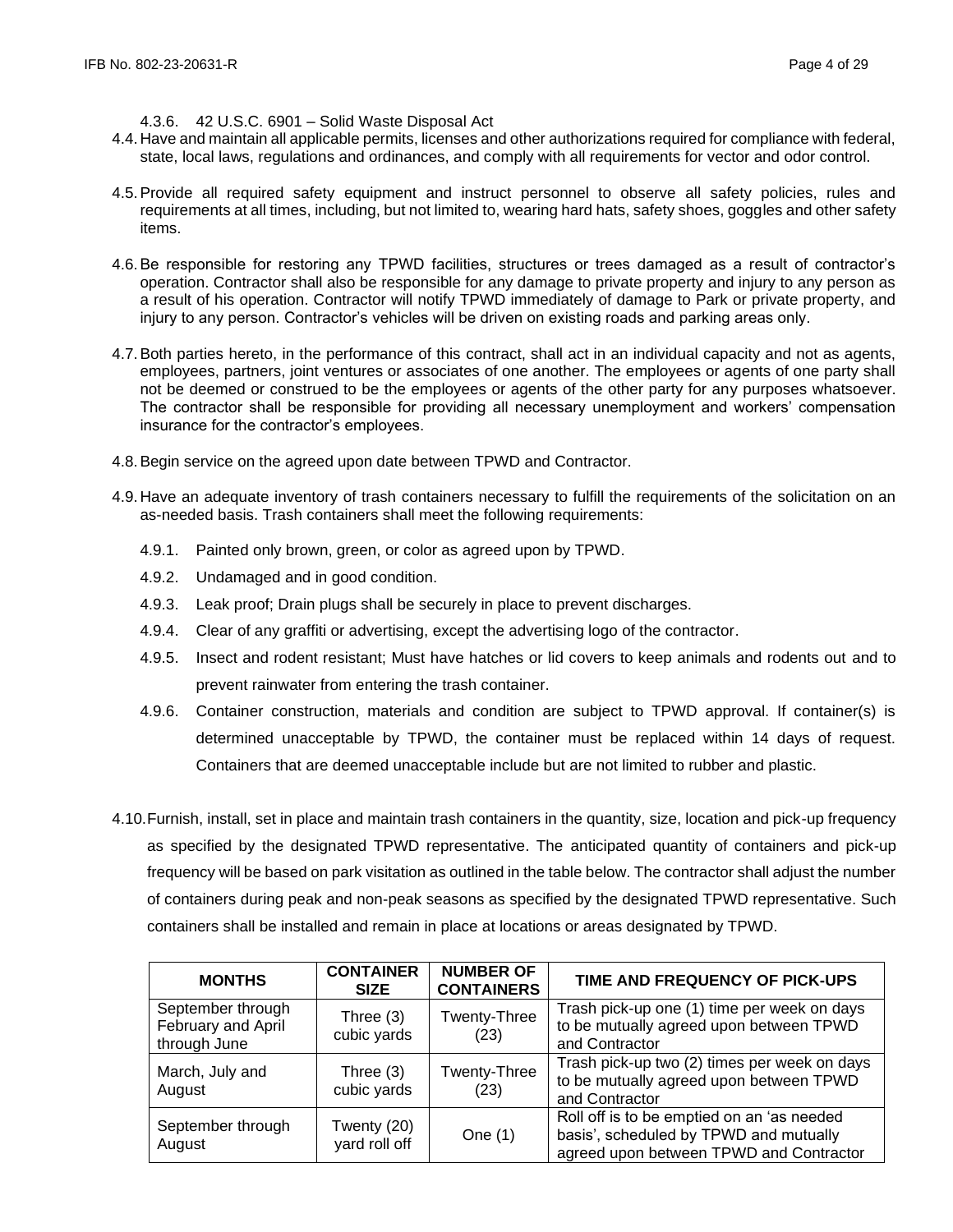4.3.6. 42 U.S.C. 6901 – Solid Waste Disposal Act

4.4. Have and maintain all applicable permits, licenses and other authorizations required for compliance with federal, state, local laws, regulations and ordinances, and comply with all requirements for vector and odor control.

4.5. Provide all required safety equipment and instruct personnel to observe all safety policies, rules and requirements at all times, including, but not limited to, wearing hard hats, safety shoes, goggles and other safety items.

4.6. Be responsible for restoring any TPWD facilities, structures or trees damaged as a result of contractor's operation. Contractor shall also be responsible for any damage to private property and injury to any person as a result of his operation. Contractor will notify TPWD immediately of damage to Park or private property, and injury to any person. Contractor's vehicles will be driven on existing roads and parking areas only.

4.7. Both parties hereto, in the performance of this contract, shall act in an individual capacity and not as agents, employees, partners, joint ventures or associates of one another. The employees or agents of one party shall not be deemed or construed to be the employees or agents of the other party for any purposes whatsoever. The contractor shall be responsible for providing all necessary unemployment and workers' compensation insurance for the contractor's employees.

4.8. Begin service on the agreed upon date between TPWD and Contractor.

4.9. Have an adequate inventory of trash containers necessary to fulfill the requirements of the solicitation on an as-needed basis. Trash containers shall meet the following requirements:

4.9.1. Painted only brown, green, or color as agreed upon by TPWD.

4.9.2. Undamaged and in good condition.

4.9.3. Leak proof; Drain plugs shall be securely in place to prevent discharges.

4.9.4. Clear of any graffiti or advertising, except the advertising logo of the contractor.

4.9.5. Insect and rodent resistant; Must have hatches or lid covers to keep animals and rodents out and to prevent rainwater from entering the trash container.

4.9.6. Container construction, materials and condition are subject to TPWD approval. If container(s) is determined unacceptable by TPWD, the container must be replaced within 14 days of request. Containers that are deemed unacceptable include but are not limited to rubber and plastic.

4.10. Furnish, install, set in place and maintain trash containers in the quantity, size, location and pick-up frequency as specified by the designated TPWD representative. The anticipated quantity of containers and pick-up frequency will be based on park visitation as outlined in the table below. The contractor shall adjust the number of containers during peak and non-peak seasons as specified by the designated TPWD representative. Such containers shall be installed and remain in place at locations or areas designated by TPWD.

| MONTHS | CONTAINER SIZE | NUMBER OF CONTAINERS | TIME AND FREQUENCY OF PICK-UPS |
|---|---|---|---|
| September through February and April through June | Three (3) cubic yards | Twenty-Three (23) | Trash pick-up one (1) time per week on days to be mutually agreed upon between TPWD and Contractor |
| March, July and August | Three (3) cubic yards | Twenty-Three (23) | Trash pick-up two (2) times per week on days to be mutually agreed upon between TPWD and Contractor |
| September through August | Twenty (20) yard roll off | One (1) | Roll off is to be emptied on an 'as needed basis', scheduled by TPWD and mutually agreed upon between TPWD and Contractor |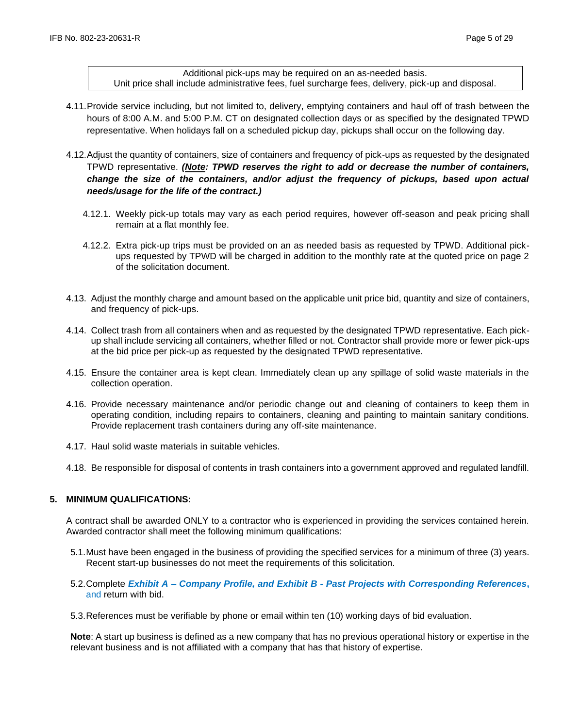| Additional pick-ups may be required on an as-needed basis.<br>Unit price shall include administrative fees, fuel surcharge fees, delivery, pick-up and disposal. |
| --- |

4.11. Provide service including, but not limited to, delivery, emptying containers and haul off of trash between the hours of 8:00 A.M. and 5:00 P.M. CT on designated collection days or as specified by the designated TPWD representative. When holidays fall on a scheduled pickup day, pickups shall occur on the following day.

4.12. Adjust the quantity of containers, size of containers and frequency of pick-ups as requested by the designated TPWD representative. ***(Note: TPWD reserves the right to add or decrease the number of containers, change the size of the containers, and/or adjust the frequency of pickups, based upon actual needs/usage for the life of the contract.)***

4.12.1. Weekly pick-up totals may vary as each period requires, however off-season and peak pricing shall remain at a flat monthly fee.

4.12.2. Extra pick-up trips must be provided on an as needed basis as requested by TPWD. Additional pick-ups requested by TPWD will be charged in addition to the monthly rate at the quoted price on page 2 of the solicitation document.

4.13. Adjust the monthly charge and amount based on the applicable unit price bid, quantity and size of containers, and frequency of pick-ups.

4.14. Collect trash from all containers when and as requested by the designated TPWD representative. Each pick-up shall include servicing all containers, whether filled or not. Contractor shall provide more or fewer pick-ups at the bid price per pick-up as requested by the designated TPWD representative.

4.15. Ensure the container area is kept clean. Immediately clean up any spillage of solid waste materials in the collection operation.

4.16. Provide necessary maintenance and/or periodic change out and cleaning of containers to keep them in operating condition, including repairs to containers, cleaning and painting to maintain sanitary conditions. Provide replacement trash containers during any off-site maintenance.

4.17. Haul solid waste materials in suitable vehicles.

4.18. Be responsible for disposal of contents in trash containers into a government approved and regulated landfill.

## 5. MINIMUM QUALIFICATIONS:

A contract shall be awarded ONLY to a contractor who is experienced in providing the services contained herein. Awarded contractor shall meet the following minimum qualifications:

5.1. Must have been engaged in the business of providing the specified services for a minimum of three (3) years. Recent start-up businesses do not meet the requirements of this solicitation.

5.2. Complete ***Exhibit A – Company Profile, and Exhibit B - Past Projects with Corresponding References***, and return with bid.

5.3. References must be verifiable by phone or email within ten (10) working days of bid evaluation.

**Note**: A start up business is defined as a new company that has no previous operational history or expertise in the relevant business and is not affiliated with a company that has that history of expertise.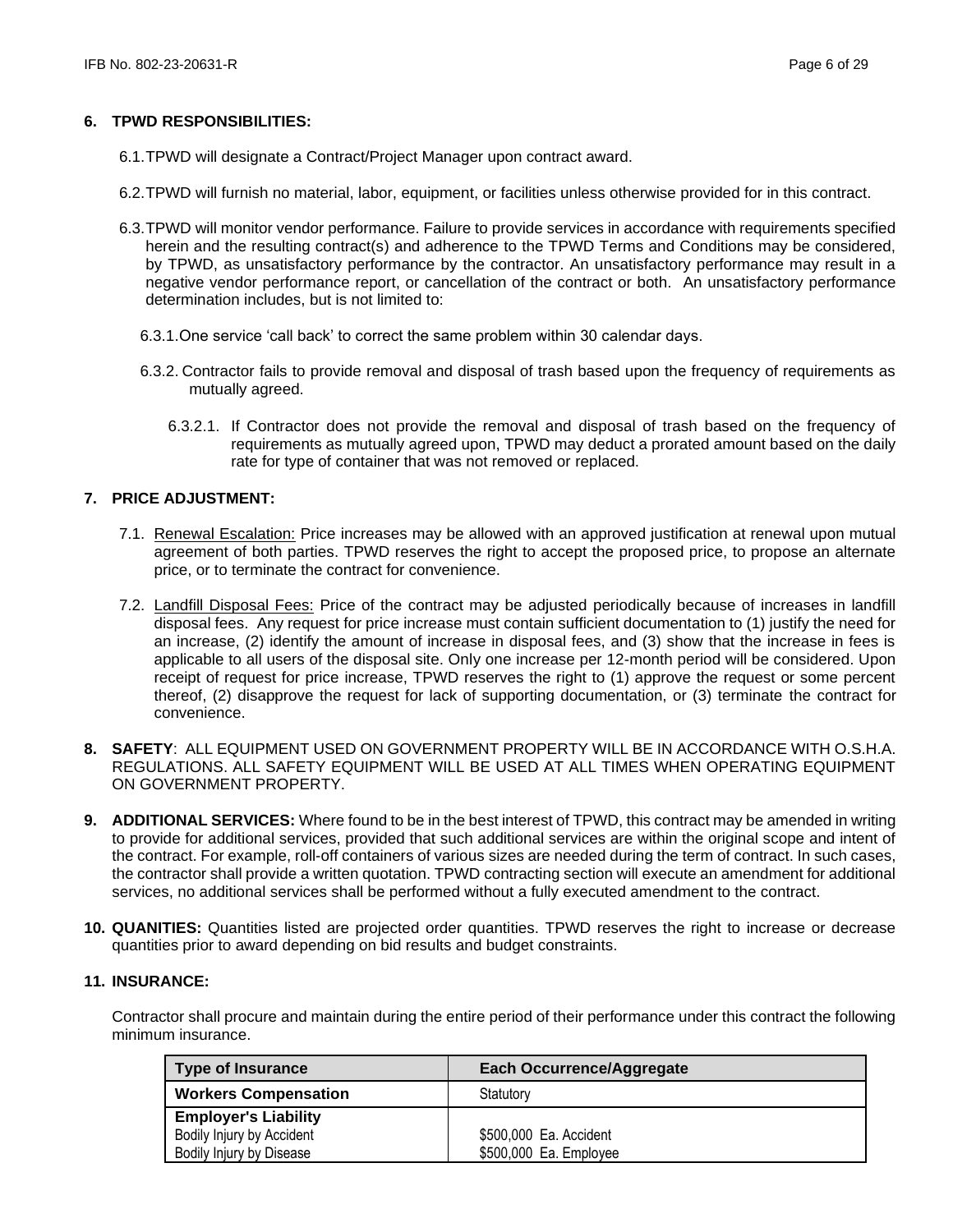**6. TPWD RESPONSIBILITIES:**

6.1. TPWD will designate a Contract/Project Manager upon contract award.

6.2. TPWD will furnish no material, labor, equipment, or facilities unless otherwise provided for in this contract.

6.3. TPWD will monitor vendor performance. Failure to provide services in accordance with requirements specified herein and the resulting contract(s) and adherence to the TPWD Terms and Conditions may be considered, by TPWD, as unsatisfactory performance by the contractor. An unsatisfactory performance may result in a negative vendor performance report, or cancellation of the contract or both. An unsatisfactory performance determination includes, but is not limited to:

6.3.1. One service 'call back' to correct the same problem within 30 calendar days.

6.3.2. Contractor fails to provide removal and disposal of trash based upon the frequency of requirements as mutually agreed.

6.3.2.1. If Contractor does not provide the removal and disposal of trash based on the frequency of requirements as mutually agreed upon, TPWD may deduct a prorated amount based on the daily rate for type of container that was not removed or replaced.

**7. PRICE ADJUSTMENT:**

7.1. Renewal Escalation: Price increases may be allowed with an approved justification at renewal upon mutual agreement of both parties. TPWD reserves the right to accept the proposed price, to propose an alternate price, or to terminate the contract for convenience.

7.2. Landfill Disposal Fees: Price of the contract may be adjusted periodically because of increases in landfill disposal fees. Any request for price increase must contain sufficient documentation to (1) justify the need for an increase, (2) identify the amount of increase in disposal fees, and (3) show that the increase in fees is applicable to all users of the disposal site. Only one increase per 12-month period will be considered. Upon receipt of request for price increase, TPWD reserves the right to (1) approve the request or some percent thereof, (2) disapprove the request for lack of supporting documentation, or (3) terminate the contract for convenience.

**8. SAFETY**: ALL EQUIPMENT USED ON GOVERNMENT PROPERTY WILL BE IN ACCORDANCE WITH O.S.H.A. REGULATIONS. ALL SAFETY EQUIPMENT WILL BE USED AT ALL TIMES WHEN OPERATING EQUIPMENT ON GOVERNMENT PROPERTY.

**9. ADDITIONAL SERVICES:** Where found to be in the best interest of TPWD, this contract may be amended in writing to provide for additional services, provided that such additional services are within the original scope and intent of the contract. For example, roll-off containers of various sizes are needed during the term of contract. In such cases, the contractor shall provide a written quotation. TPWD contracting section will execute an amendment for additional services, no additional services shall be performed without a fully executed amendment to the contract.

**10. QUANITIES:** Quantities listed are projected order quantities. TPWD reserves the right to increase or decrease quantities prior to award depending on bid results and budget constraints.

**11. INSURANCE:**

Contractor shall procure and maintain during the entire period of their performance under this contract the following minimum insurance.

| Type of Insurance | Each Occurrence/Aggregate |
|---|---|
| **Workers Compensation** | Statutory |
| **Employer's Liability**<br>Bodily Injury by Accident<br>Bodily Injury by Disease | <br>\$500,000 Ea. Accident<br>\$500,000 Ea. Employee |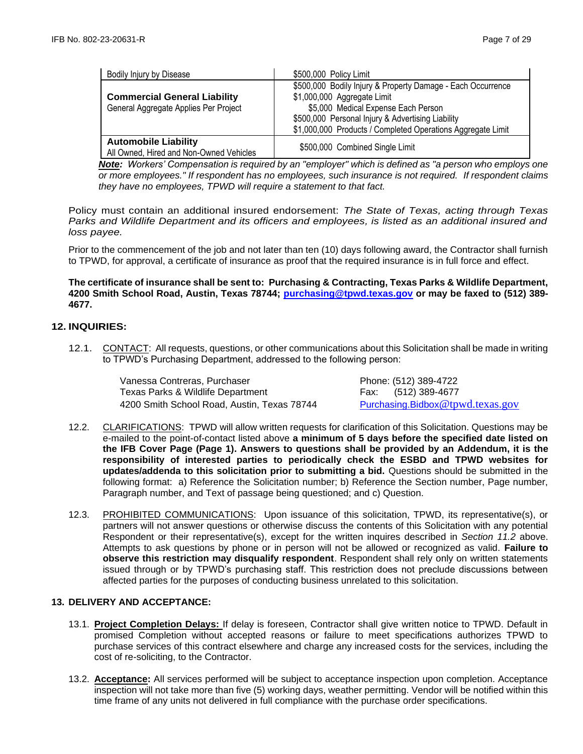| Bodily Injury by Disease | $500,000 Policy Limit |
|---|---|
| **Commercial General Liability**<br>General Aggregate Applies Per Project | $500,000 Bodily Injury & Property Damage - Each Occurrence<br>$1,000,000 Aggregate Limit<br>$5,000 Medical Expense Each Person<br>$500,000 Personal Injury & Advertising Liability<br>$1,000,000 Products / Completed Operations Aggregate Limit |
| **Automobile Liability**<br>All Owned, Hired and Non-Owned Vehicles | $500,000 Combined Single Limit |

***Note:*** *Workers' Compensation is required by an "employer" which is defined as "a person who employs one or more employees." If respondent has no employees, such insurance is not required. If respondent claims they have no employees, TPWD will require a statement to that fact.*

Policy must contain an additional insured endorsement: *The State of Texas, acting through Texas Parks and Wildlife Department and its officers and employees, is listed as an additional insured and loss payee.*

Prior to the commencement of the job and not later than ten (10) days following award, the Contractor shall furnish to TPWD, for approval, a certificate of insurance as proof that the required insurance is in full force and effect.

**The certificate of insurance shall be sent to: Purchasing & Contracting, Texas Parks & Wildlife Department, 4200 Smith School Road, Austin, Texas 78744; purchasing@tpwd.texas.gov or may be faxed to (512) 389-4677.**

## 12. INQUIRIES:

12.1. CONTACT: All requests, questions, or other communications about this Solicitation shall be made in writing to TPWD's Purchasing Department, addressed to the following person:

| | |
|---|---|
| Vanessa Contreras, Purchaser | Phone: (512) 389-4722 |
| Texas Parks & Wildlife Department | Fax: (512) 389-4677 |
| 4200 Smith School Road, Austin, Texas 78744 | Purchasing.Bidbox@tpwd.texas.gov |

12.2. CLARIFICATIONS: TPWD will allow written requests for clarification of this Solicitation. Questions may be e-mailed to the point-of-contact listed above **a minimum of 5 days before the specified date listed on the IFB Cover Page (Page 1). Answers to questions shall be provided by an Addendum, it is the responsibility of interested parties to periodically check the ESBD and TPWD websites for updates/addenda to this solicitation prior to submitting a bid.** Questions should be submitted in the following format: a) Reference the Solicitation number; b) Reference the Section number, Page number, Paragraph number, and Text of passage being questioned; and c) Question.

12.3. PROHIBITED COMMUNICATIONS: Upon issuance of this solicitation, TPWD, its representative(s), or partners will not answer questions or otherwise discuss the contents of this Solicitation with any potential Respondent or their representative(s), except for the written inquires described in *Section 11.2* above. Attempts to ask questions by phone or in person will not be allowed or recognized as valid. **Failure to observe this restriction may disqualify respondent**. Respondent shall rely only on written statements issued through or by TPWD's purchasing staff. This restriction does not preclude discussions between affected parties for the purposes of conducting business unrelated to this solicitation.

## 13. DELIVERY AND ACCEPTANCE:

13.1. **Project Completion Delays:** If delay is foreseen, Contractor shall give written notice to TPWD. Default in promised Completion without accepted reasons or failure to meet specifications authorizes TPWD to purchase services of this contract elsewhere and charge any increased costs for the services, including the cost of re-soliciting, to the Contractor.

13.2. **Acceptance:** All services performed will be subject to acceptance inspection upon completion. Acceptance inspection will not take more than five (5) working days, weather permitting. Vendor will be notified within this time frame of any units not delivered in full compliance with the purchase order specifications.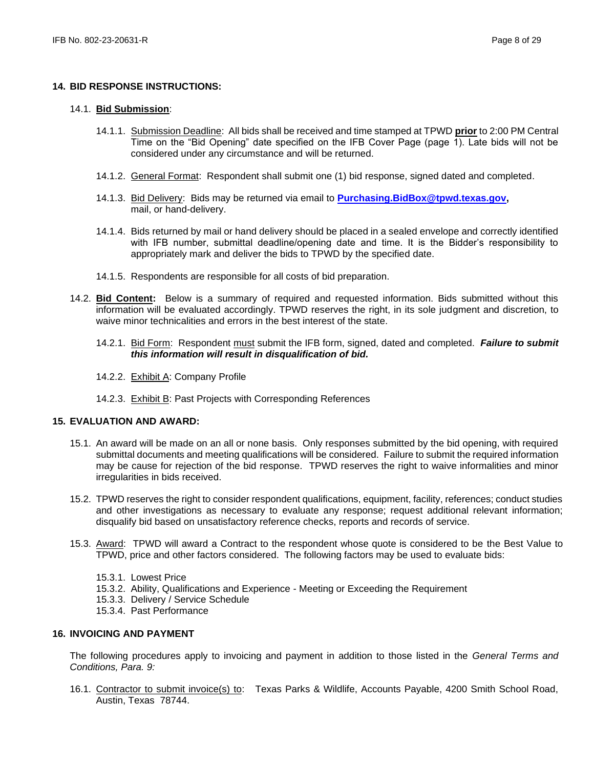## 14. BID RESPONSE INSTRUCTIONS:

14.1. **Bid Submission**:

14.1.1. Submission Deadline: All bids shall be received and time stamped at TPWD **prior** to 2:00 PM Central Time on the "Bid Opening" date specified on the IFB Cover Page (page 1). Late bids will not be considered under any circumstance and will be returned.

14.1.2. General Format: Respondent shall submit one (1) bid response, signed dated and completed.

14.1.3. Bid Delivery: Bids may be returned via email to **Purchasing.BidBox@tpwd.texas.gov,** mail, or hand-delivery.

14.1.4. Bids returned by mail or hand delivery should be placed in a sealed envelope and correctly identified with IFB number, submittal deadline/opening date and time. It is the Bidder's responsibility to appropriately mark and deliver the bids to TPWD by the specified date.

14.1.5. Respondents are responsible for all costs of bid preparation.

14.2. **Bid Content:** Below is a summary of required and requested information. Bids submitted without this information will be evaluated accordingly. TPWD reserves the right, in its sole judgment and discretion, to waive minor technicalities and errors in the best interest of the state.

14.2.1. Bid Form: Respondent must submit the IFB form, signed, dated and completed. ***Failure to submit this information will result in disqualification of bid.***

14.2.2. Exhibit A: Company Profile

14.2.3. Exhibit B: Past Projects with Corresponding References

## 15. EVALUATION AND AWARD:

15.1. An award will be made on an all or none basis. Only responses submitted by the bid opening, with required submittal documents and meeting qualifications will be considered. Failure to submit the required information may be cause for rejection of the bid response. TPWD reserves the right to waive informalities and minor irregularities in bids received.

15.2. TPWD reserves the right to consider respondent qualifications, equipment, facility, references; conduct studies and other investigations as necessary to evaluate any response; request additional relevant information; disqualify bid based on unsatisfactory reference checks, reports and records of service.

15.3. Award: TPWD will award a Contract to the respondent whose quote is considered to be the Best Value to TPWD, price and other factors considered. The following factors may be used to evaluate bids:

15.3.1. Lowest Price
15.3.2. Ability, Qualifications and Experience - Meeting or Exceeding the Requirement
15.3.3. Delivery / Service Schedule
15.3.4. Past Performance

## 16. INVOICING AND PAYMENT

The following procedures apply to invoicing and payment in addition to those listed in the *General Terms and Conditions, Para. 9:*

16.1. Contractor to submit invoice(s) to: Texas Parks & Wildlife, Accounts Payable, 4200 Smith School Road, Austin, Texas 78744.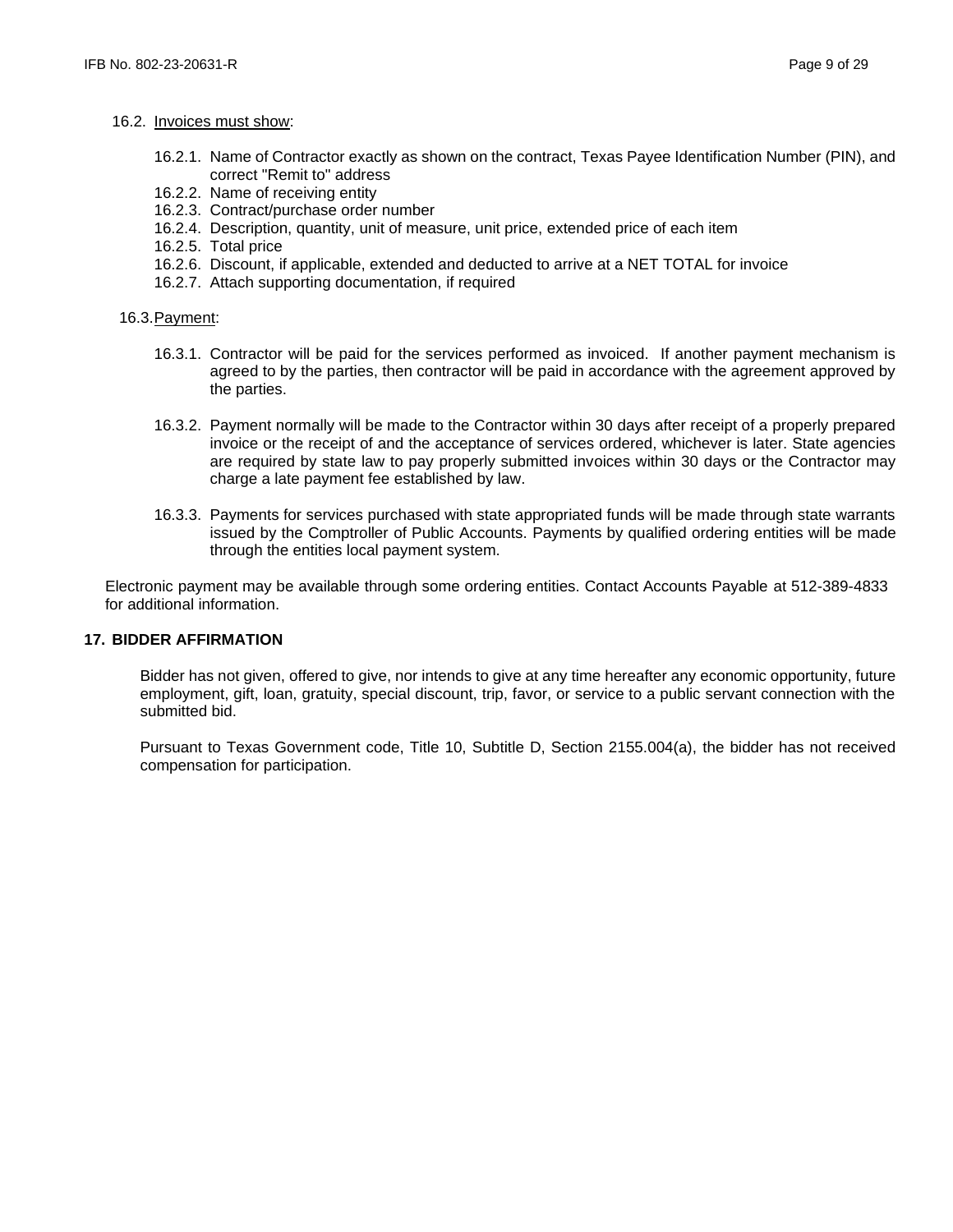16.2. Invoices must show:

- 16.2.1. Name of Contractor exactly as shown on the contract, Texas Payee Identification Number (PIN), and correct "Remit to" address
- 16.2.2. Name of receiving entity
- 16.2.3. Contract/purchase order number
- 16.2.4. Description, quantity, unit of measure, unit price, extended price of each item
- 16.2.5. Total price
- 16.2.6. Discount, if applicable, extended and deducted to arrive at a NET TOTAL for invoice
- 16.2.7. Attach supporting documentation, if required

16.3. Payment:

16.3.1. Contractor will be paid for the services performed as invoiced. If another payment mechanism is agreed to by the parties, then contractor will be paid in accordance with the agreement approved by the parties.

16.3.2. Payment normally will be made to the Contractor within 30 days after receipt of a properly prepared invoice or the receipt of and the acceptance of services ordered, whichever is later. State agencies are required by state law to pay properly submitted invoices within 30 days or the Contractor may charge a late payment fee established by law.

16.3.3. Payments for services purchased with state appropriated funds will be made through state warrants issued by the Comptroller of Public Accounts. Payments by qualified ordering entities will be made through the entities local payment system.

Electronic payment may be available through some ordering entities. Contact Accounts Payable at 512-389-4833 for additional information.

## 17. BIDDER AFFIRMATION

Bidder has not given, offered to give, nor intends to give at any time hereafter any economic opportunity, future employment, gift, loan, gratuity, special discount, trip, favor, or service to a public servant connection with the submitted bid.

Pursuant to Texas Government code, Title 10, Subtitle D, Section 2155.004(a), the bidder has not received compensation for participation.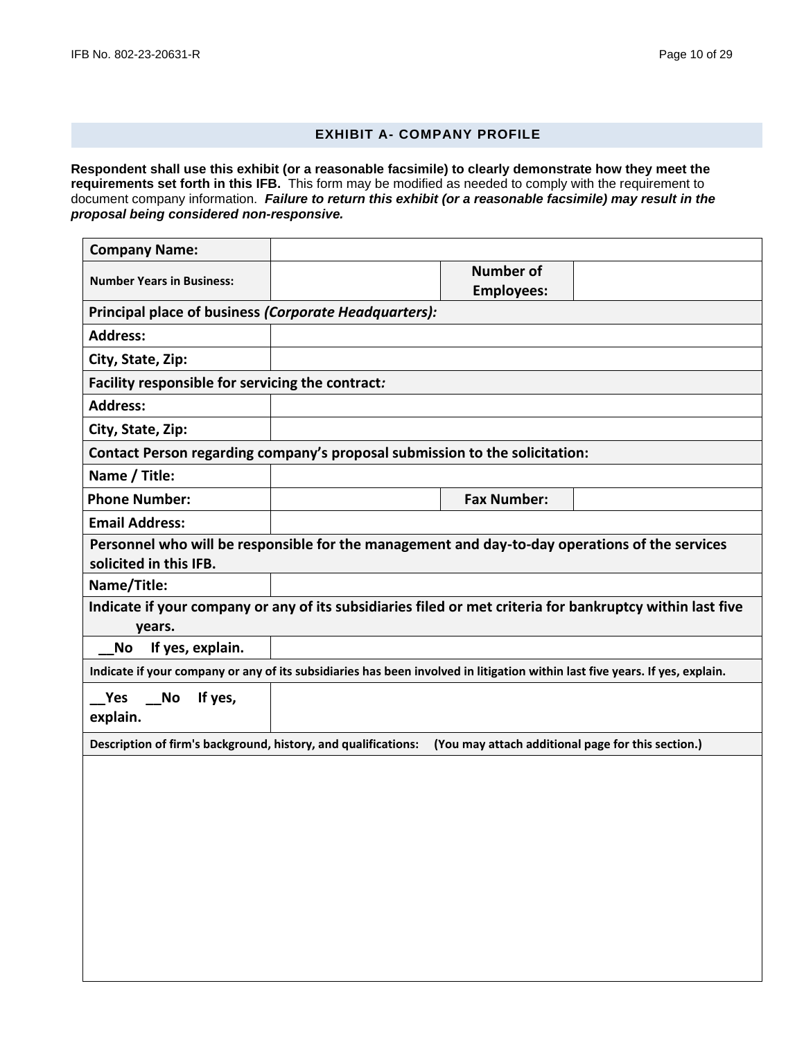## EXHIBIT A- COMPANY PROFILE

**Respondent shall use this exhibit (or a reasonable facsimile) to clearly demonstrate how they meet the requirements set forth in this IFB.** This form may be modified as needed to comply with the requirement to document company information. ***Failure to return this exhibit (or a reasonable facsimile) may result in the proposal being considered non-responsive.***

| **Company Name:** | | | |
|---|---|---|---|
| **Number Years in Business:** | | **Number of Employees:** | |
| **Principal place of business *(Corporate Headquarters):*** | | | |
| **Address:** | | | |
| **City, State, Zip:** | | | |
| **Facility responsible for servicing the contract*:*** | | | |
| **Address:** | | | |
| **City, State, Zip:** | | | |
| **Contact Person regarding company's proposal submission to the solicitation:** | | | |
| **Name / Title:** | | | |
| **Phone Number:** | | **Fax Number:** | |
| **Email Address:** | | | |
| **Personnel who will be responsible for the management and day-to-day operations of the services solicited in this IFB.** | | | |
| **Name/Title:** | | | |
| **Indicate if your company or any of its subsidiaries filed or met criteria for bankruptcy within last five years.** | | | |
| **__No If yes, explain.** | | | |
| **Indicate if your company or any of its subsidiaries has been involved in litigation within last five years. If yes, explain.** | | | |
| **__Yes __No If yes, explain.** | | | |
| **Description of firm's background, history, and qualifications: (You may attach additional page for this section.)** | | | |
| | | | |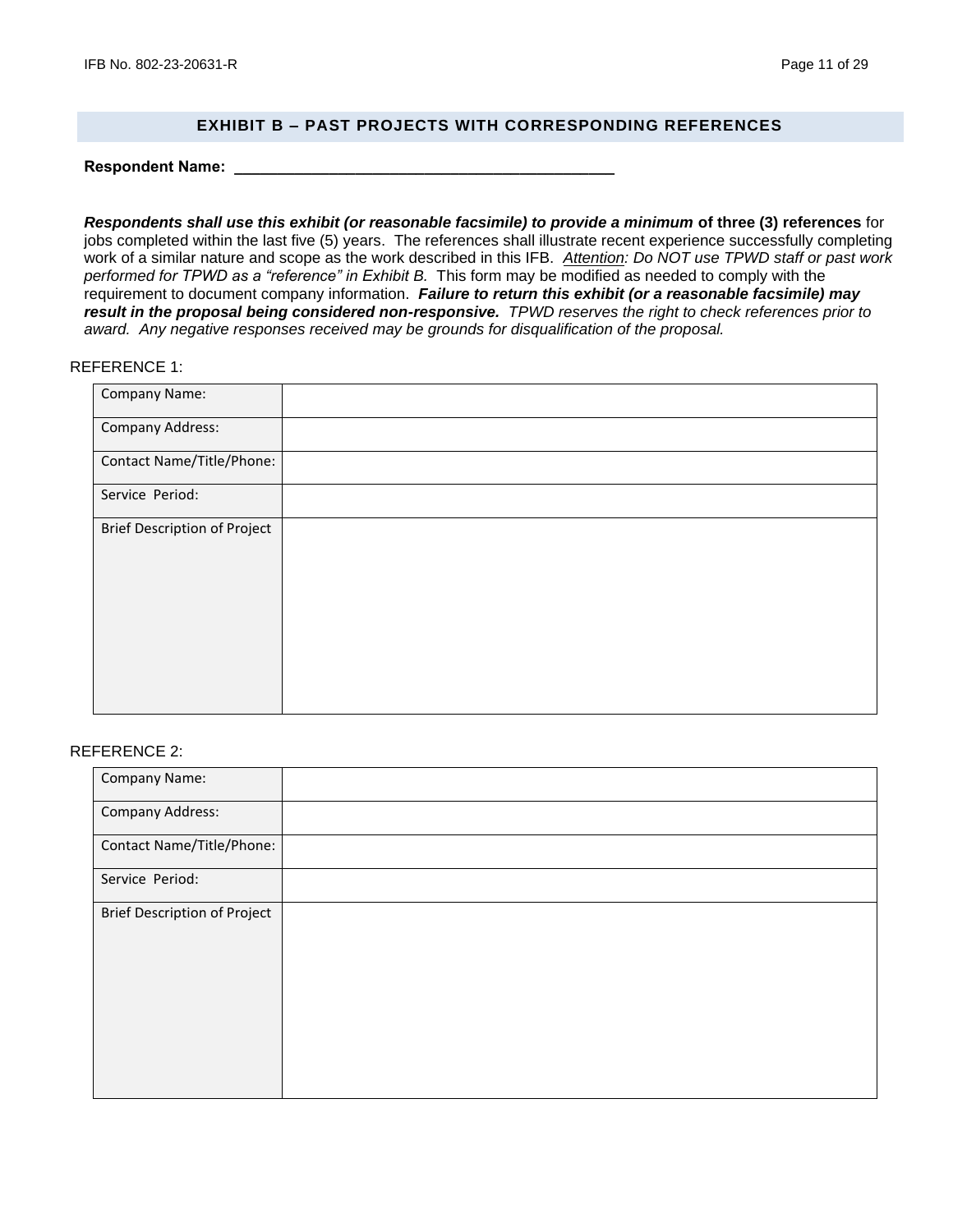## EXHIBIT B – PAST PROJECTS WITH CORRESPONDING REFERENCES

**Respondent Name:** \_\_\_\_\_\_\_\_\_\_\_\_\_\_\_\_\_\_\_\_\_\_\_\_\_\_\_\_\_\_\_\_\_\_\_\_\_\_\_\_\_\_\_\_

***Respondents shall use this exhibit (or reasonable facsimile) to provide a minimum*** **of three (3) references** for jobs completed within the last five (5) years. The references shall illustrate recent experience successfully completing work of a similar nature and scope as the work described in this IFB. *Attention: Do NOT use TPWD staff or past work performed for TPWD as a "reference" in Exhibit B.* This form may be modified as needed to comply with the requirement to document company information. ***Failure to return this exhibit (or a reasonable facsimile) may result in the proposal being considered non-responsive.*** *TPWD reserves the right to check references prior to award. Any negative responses received may be grounds for disqualification of the proposal.*

REFERENCE 1:

| Company Name: | |
|---|---|
| Company Address: | |
| Contact Name/Title/Phone: | |
| Service Period: | |
| Brief Description of Project | |

REFERENCE 2:

| Company Name: | |
|---|---|
| Company Address: | |
| Contact Name/Title/Phone: | |
| Service Period: | |
| Brief Description of Project | |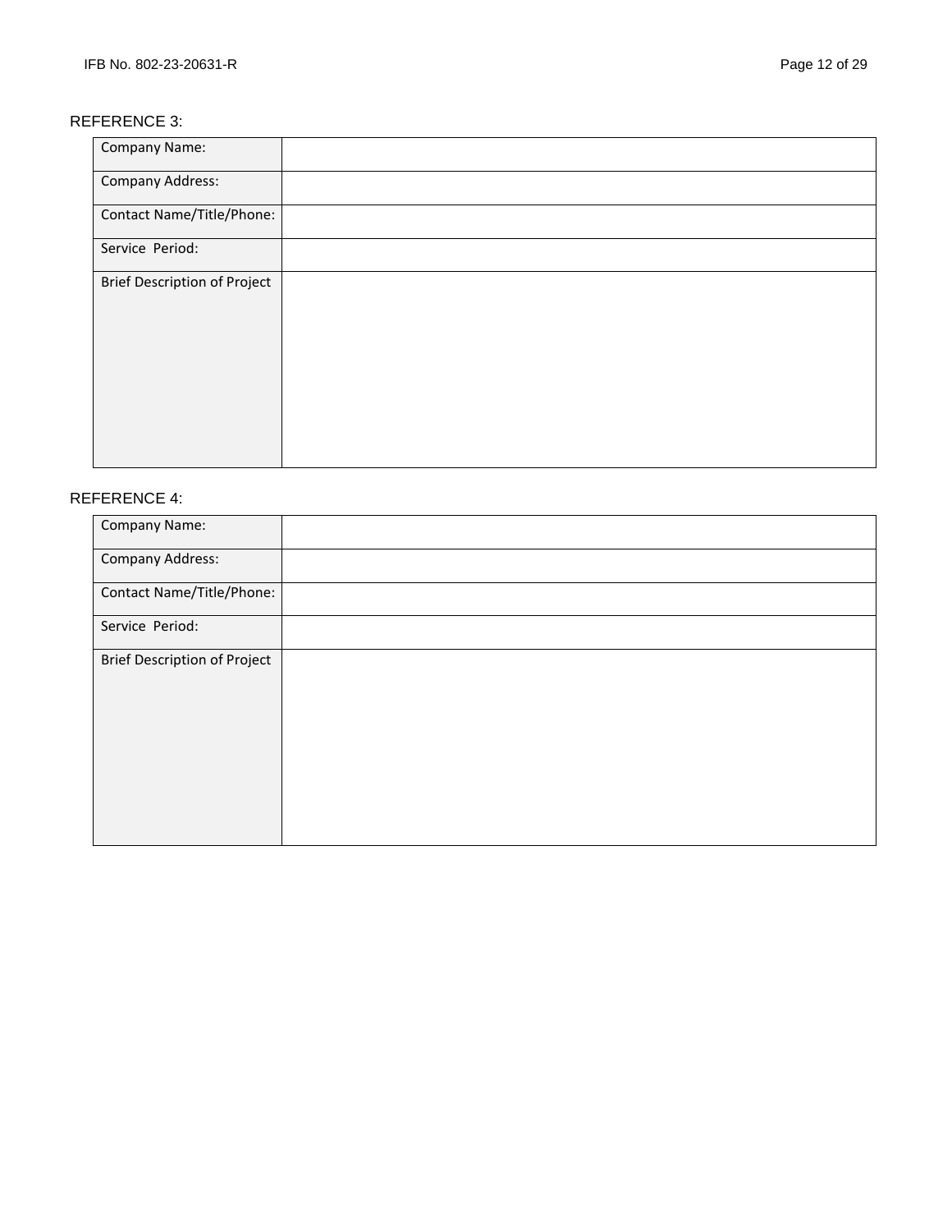REFERENCE 3:

| Company Name: | |
|---|---|
| Company Address: | |
| Contact Name/Title/Phone: | |
| Service Period: | |
| Brief Description of Project | |

REFERENCE 4:

| Company Name: | |
|---|---|
| Company Address: | |
| Contact Name/Title/Phone: | |
| Service Period: | |
| Brief Description of Project | |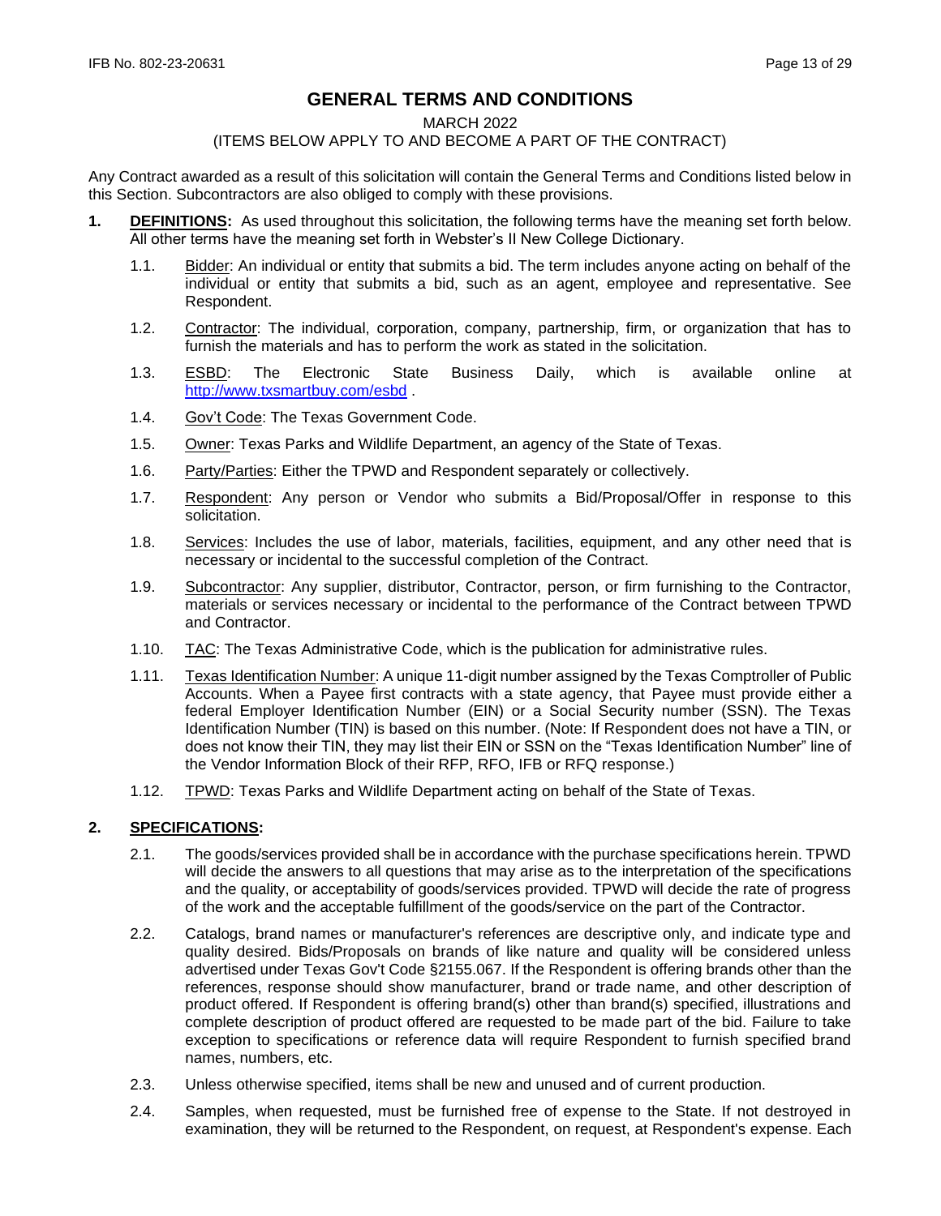## GENERAL TERMS AND CONDITIONS

MARCH 2022

(ITEMS BELOW APPLY TO AND BECOME A PART OF THE CONTRACT)

Any Contract awarded as a result of this solicitation will contain the General Terms and Conditions listed below in this Section. Subcontractors are also obliged to comply with these provisions.

**1. DEFINITIONS:** As used throughout this solicitation, the following terms have the meaning set forth below. All other terms have the meaning set forth in Webster's II New College Dictionary.

1.1. Bidder: An individual or entity that submits a bid. The term includes anyone acting on behalf of the individual or entity that submits a bid, such as an agent, employee and representative. See Respondent.

1.2. Contractor: The individual, corporation, company, partnership, firm, or organization that has to furnish the materials and has to perform the work as stated in the solicitation.

1.3. ESBD: The Electronic State Business Daily, which is available online at http://www.txsmartbuy.com/esbd .

1.4. Gov't Code: The Texas Government Code.

1.5. Owner: Texas Parks and Wildlife Department, an agency of the State of Texas.

1.6. Party/Parties: Either the TPWD and Respondent separately or collectively.

1.7. Respondent: Any person or Vendor who submits a Bid/Proposal/Offer in response to this solicitation.

1.8. Services: Includes the use of labor, materials, facilities, equipment, and any other need that is necessary or incidental to the successful completion of the Contract.

1.9. Subcontractor: Any supplier, distributor, Contractor, person, or firm furnishing to the Contractor, materials or services necessary or incidental to the performance of the Contract between TPWD and Contractor.

1.10. TAC: The Texas Administrative Code, which is the publication for administrative rules.

1.11. Texas Identification Number: A unique 11-digit number assigned by the Texas Comptroller of Public Accounts. When a Payee first contracts with a state agency, that Payee must provide either a federal Employer Identification Number (EIN) or a Social Security number (SSN). The Texas Identification Number (TIN) is based on this number. (Note: If Respondent does not have a TIN, or does not know their TIN, they may list their EIN or SSN on the "Texas Identification Number" line of the Vendor Information Block of their RFP, RFO, IFB or RFQ response.)

1.12. TPWD: Texas Parks and Wildlife Department acting on behalf of the State of Texas.

**2. SPECIFICATIONS:**

2.1. The goods/services provided shall be in accordance with the purchase specifications herein. TPWD will decide the answers to all questions that may arise as to the interpretation of the specifications and the quality, or acceptability of goods/services provided. TPWD will decide the rate of progress of the work and the acceptable fulfillment of the goods/service on the part of the Contractor.

2.2. Catalogs, brand names or manufacturer's references are descriptive only, and indicate type and quality desired. Bids/Proposals on brands of like nature and quality will be considered unless advertised under Texas Gov't Code §2155.067. If the Respondent is offering brands other than the references, response should show manufacturer, brand or trade name, and other description of product offered. If Respondent is offering brand(s) other than brand(s) specified, illustrations and complete description of product offered are requested to be made part of the bid. Failure to take exception to specifications or reference data will require Respondent to furnish specified brand names, numbers, etc.

2.3. Unless otherwise specified, items shall be new and unused and of current production.

2.4. Samples, when requested, must be furnished free of expense to the State. If not destroyed in examination, they will be returned to the Respondent, on request, at Respondent's expense. Each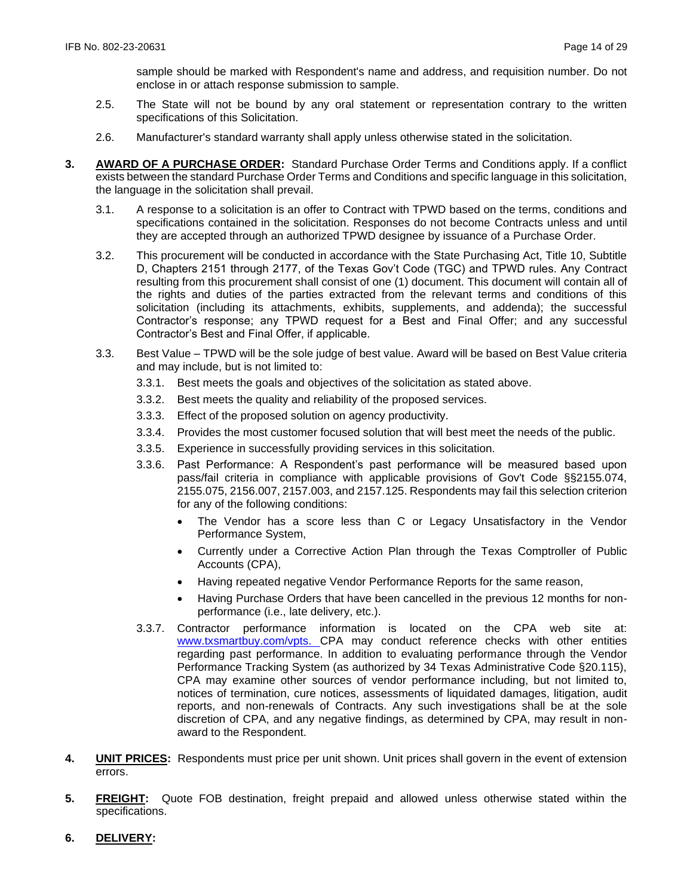sample should be marked with Respondent's name and address, and requisition number. Do not enclose in or attach response submission to sample.

2.5. The State will not be bound by any oral statement or representation contrary to the written specifications of this Solicitation.

2.6. Manufacturer's standard warranty shall apply unless otherwise stated in the solicitation.

**3. <u>AWARD OF A PURCHASE ORDER</u>:** Standard Purchase Order Terms and Conditions apply. If a conflict exists between the standard Purchase Order Terms and Conditions and specific language in this solicitation, the language in the solicitation shall prevail.

3.1. A response to a solicitation is an offer to Contract with TPWD based on the terms, conditions and specifications contained in the solicitation. Responses do not become Contracts unless and until they are accepted through an authorized TPWD designee by issuance of a Purchase Order.

3.2. This procurement will be conducted in accordance with the State Purchasing Act, Title 10, Subtitle D, Chapters 2151 through 2177, of the Texas Gov't Code (TGC) and TPWD rules. Any Contract resulting from this procurement shall consist of one (1) document. This document will contain all of the rights and duties of the parties extracted from the relevant terms and conditions of this solicitation (including its attachments, exhibits, supplements, and addenda); the successful Contractor's response; any TPWD request for a Best and Final Offer; and any successful Contractor's Best and Final Offer, if applicable.

3.3. Best Value – TPWD will be the sole judge of best value. Award will be based on Best Value criteria and may include, but is not limited to:

3.3.1. Best meets the goals and objectives of the solicitation as stated above.

3.3.2. Best meets the quality and reliability of the proposed services.

3.3.3. Effect of the proposed solution on agency productivity.

3.3.4. Provides the most customer focused solution that will best meet the needs of the public.

3.3.5. Experience in successfully providing services in this solicitation.

3.3.6. Past Performance: A Respondent's past performance will be measured based upon pass/fail criteria in compliance with applicable provisions of Gov't Code §§2155.074, 2155.075, 2156.007, 2157.003, and 2157.125. Respondents may fail this selection criterion for any of the following conditions:

- The Vendor has a score less than C or Legacy Unsatisfactory in the Vendor Performance System,
- Currently under a Corrective Action Plan through the Texas Comptroller of Public Accounts (CPA),
- Having repeated negative Vendor Performance Reports for the same reason,
- Having Purchase Orders that have been cancelled in the previous 12 months for non-performance (i.e., late delivery, etc.).

3.3.7. Contractor performance information is located on the CPA web site at: www.txsmartbuy.com/vpts. CPA may conduct reference checks with other entities regarding past performance. In addition to evaluating performance through the Vendor Performance Tracking System (as authorized by 34 Texas Administrative Code §20.115), CPA may examine other sources of vendor performance including, but not limited to, notices of termination, cure notices, assessments of liquidated damages, litigation, audit reports, and non-renewals of Contracts. Any such investigations shall be at the sole discretion of CPA, and any negative findings, as determined by CPA, may result in non-award to the Respondent.

**4. <u>UNIT PRICES</u>:** Respondents must price per unit shown. Unit prices shall govern in the event of extension errors.

**5. <u>FREIGHT</u>:** Quote FOB destination, freight prepaid and allowed unless otherwise stated within the specifications.

**6. <u>DELIVERY</u>:**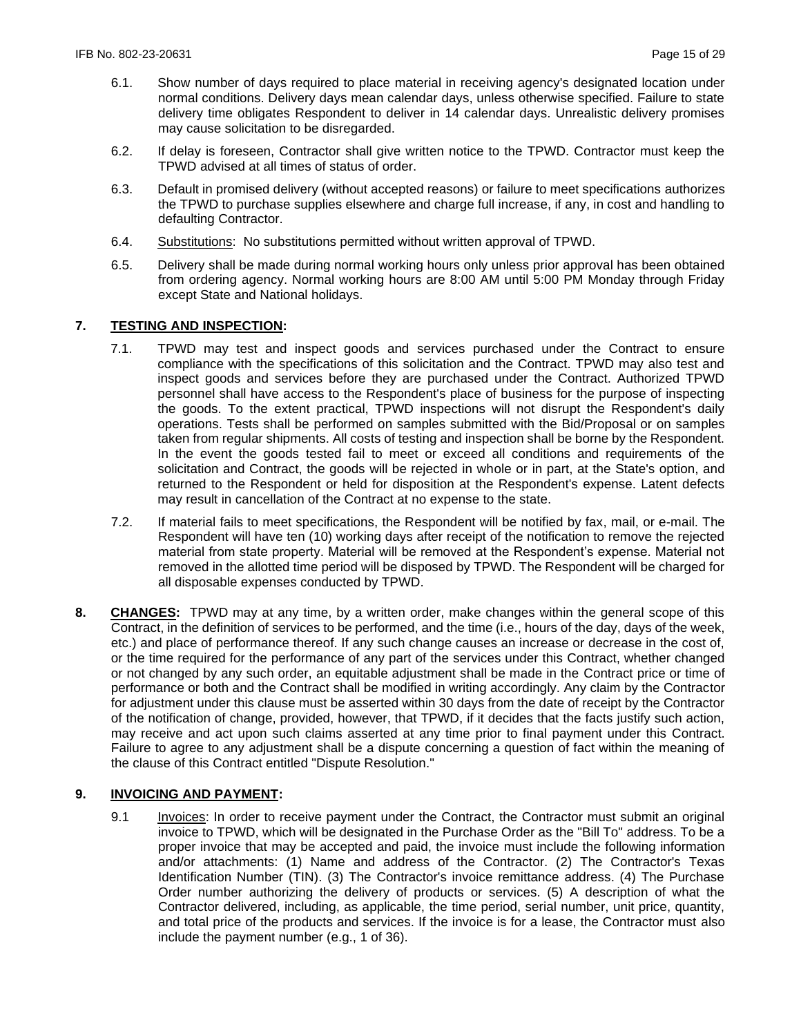6.1. Show number of days required to place material in receiving agency's designated location under normal conditions. Delivery days mean calendar days, unless otherwise specified. Failure to state delivery time obligates Respondent to deliver in 14 calendar days. Unrealistic delivery promises may cause solicitation to be disregarded.

6.2. If delay is foreseen, Contractor shall give written notice to the TPWD. Contractor must keep the TPWD advised at all times of status of order.

6.3. Default in promised delivery (without accepted reasons) or failure to meet specifications authorizes the TPWD to purchase supplies elsewhere and charge full increase, if any, in cost and handling to defaulting Contractor.

6.4. <u>Substitutions</u>: No substitutions permitted without written approval of TPWD.

6.5. Delivery shall be made during normal working hours only unless prior approval has been obtained from ordering agency. Normal working hours are 8:00 AM until 5:00 PM Monday through Friday except State and National holidays.

## 7. <u>TESTING AND INSPECTION</u>:

7.1. TPWD may test and inspect goods and services purchased under the Contract to ensure compliance with the specifications of this solicitation and the Contract. TPWD may also test and inspect goods and services before they are purchased under the Contract. Authorized TPWD personnel shall have access to the Respondent's place of business for the purpose of inspecting the goods. To the extent practical, TPWD inspections will not disrupt the Respondent's daily operations. Tests shall be performed on samples submitted with the Bid/Proposal or on samples taken from regular shipments. All costs of testing and inspection shall be borne by the Respondent. In the event the goods tested fail to meet or exceed all conditions and requirements of the solicitation and Contract, the goods will be rejected in whole or in part, at the State's option, and returned to the Respondent or held for disposition at the Respondent's expense. Latent defects may result in cancellation of the Contract at no expense to the state.

7.2. If material fails to meet specifications, the Respondent will be notified by fax, mail, or e-mail. The Respondent will have ten (10) working days after receipt of the notification to remove the rejected material from state property. Material will be removed at the Respondent’s expense. Material not removed in the allotted time period will be disposed by TPWD. The Respondent will be charged for all disposable expenses conducted by TPWD.

**8. <u>CHANGES</u>:** TPWD may at any time, by a written order, make changes within the general scope of this Contract, in the definition of services to be performed, and the time (i.e., hours of the day, days of the week, etc.) and place of performance thereof. If any such change causes an increase or decrease in the cost of, or the time required for the performance of any part of the services under this Contract, whether changed or not changed by any such order, an equitable adjustment shall be made in the Contract price or time of performance or both and the Contract shall be modified in writing accordingly. Any claim by the Contractor for adjustment under this clause must be asserted within 30 days from the date of receipt by the Contractor of the notification of change, provided, however, that TPWD, if it decides that the facts justify such action, may receive and act upon such claims asserted at any time prior to final payment under this Contract. Failure to agree to any adjustment shall be a dispute concerning a question of fact within the meaning of the clause of this Contract entitled "Dispute Resolution."

## 9. <u>INVOICING AND PAYMENT</u>:

9.1 <u>Invoices</u>: In order to receive payment under the Contract, the Contractor must submit an original invoice to TPWD, which will be designated in the Purchase Order as the "Bill To" address. To be a proper invoice that may be accepted and paid, the invoice must include the following information and/or attachments: (1) Name and address of the Contractor. (2) The Contractor's Texas Identification Number (TIN). (3) The Contractor's invoice remittance address. (4) The Purchase Order number authorizing the delivery of products or services. (5) A description of what the Contractor delivered, including, as applicable, the time period, serial number, unit price, quantity, and total price of the products and services. If the invoice is for a lease, the Contractor must also include the payment number (e.g., 1 of 36).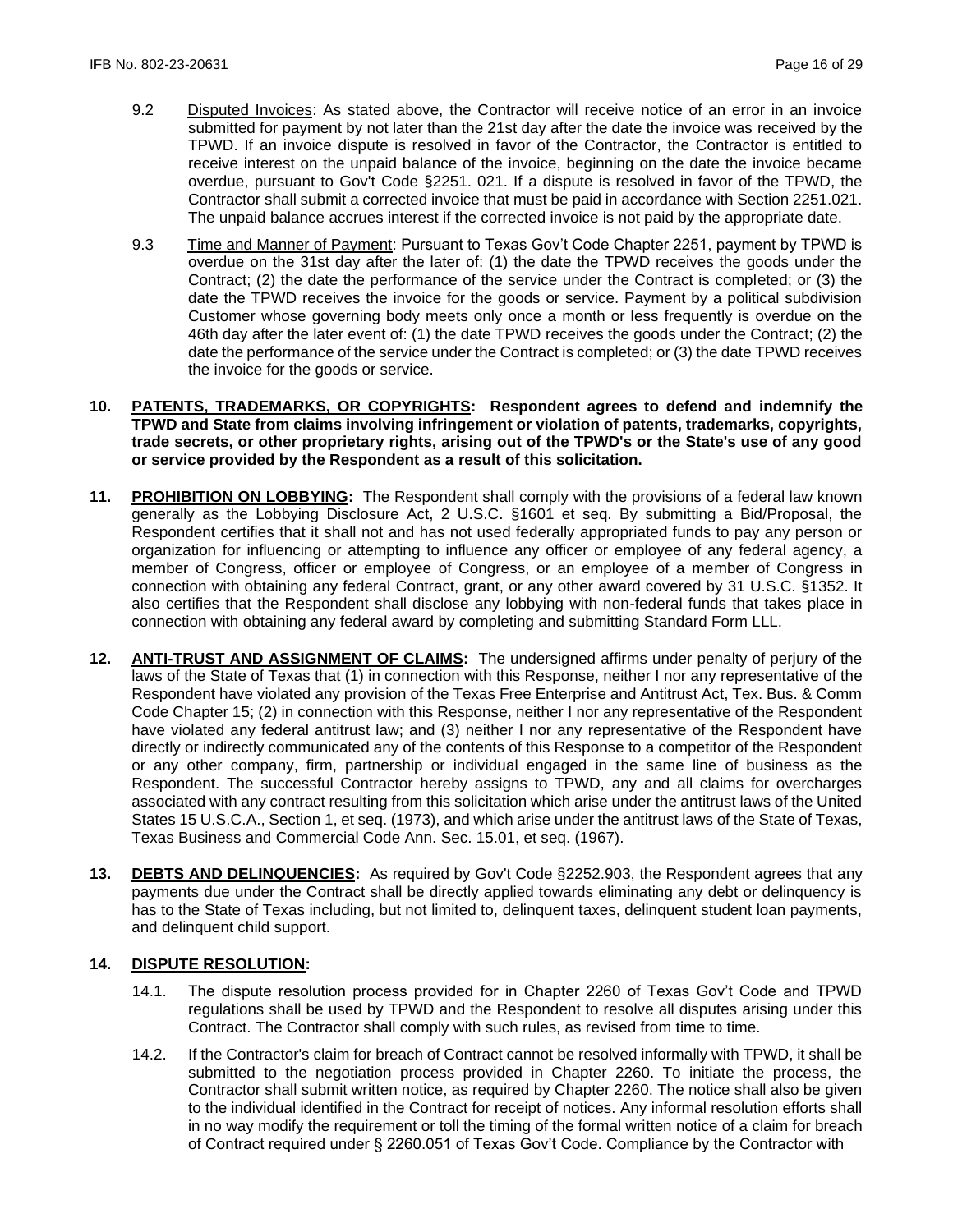9.2 Disputed Invoices: As stated above, the Contractor will receive notice of an error in an invoice submitted for payment by not later than the 21st day after the date the invoice was received by the TPWD. If an invoice dispute is resolved in favor of the Contractor, the Contractor is entitled to receive interest on the unpaid balance of the invoice, beginning on the date the invoice became overdue, pursuant to Gov't Code §2251. 021. If a dispute is resolved in favor of the TPWD, the Contractor shall submit a corrected invoice that must be paid in accordance with Section 2251.021. The unpaid balance accrues interest if the corrected invoice is not paid by the appropriate date.

9.3 Time and Manner of Payment: Pursuant to Texas Gov't Code Chapter 2251, payment by TPWD is overdue on the 31st day after the later of: (1) the date the TPWD receives the goods under the Contract; (2) the date the performance of the service under the Contract is completed; or (3) the date the TPWD receives the invoice for the goods or service. Payment by a political subdivision Customer whose governing body meets only once a month or less frequently is overdue on the 46th day after the later event of: (1) the date TPWD receives the goods under the Contract; (2) the date the performance of the service under the Contract is completed; or (3) the date TPWD receives the invoice for the goods or service.

**10. PATENTS, TRADEMARKS, OR COPYRIGHTS: Respondent agrees to defend and indemnify the TPWD and State from claims involving infringement or violation of patents, trademarks, copyrights, trade secrets, or other proprietary rights, arising out of the TPWD's or the State's use of any good or service provided by the Respondent as a result of this solicitation.**

**11. PROHIBITION ON LOBBYING:** The Respondent shall comply with the provisions of a federal law known generally as the Lobbying Disclosure Act, 2 U.S.C. §1601 et seq. By submitting a Bid/Proposal, the Respondent certifies that it shall not and has not used federally appropriated funds to pay any person or organization for influencing or attempting to influence any officer or employee of any federal agency, a member of Congress, officer or employee of Congress, or an employee of a member of Congress in connection with obtaining any federal Contract, grant, or any other award covered by 31 U.S.C. §1352. It also certifies that the Respondent shall disclose any lobbying with non-federal funds that takes place in connection with obtaining any federal award by completing and submitting Standard Form LLL.

**12. ANTI-TRUST AND ASSIGNMENT OF CLAIMS:** The undersigned affirms under penalty of perjury of the laws of the State of Texas that (1) in connection with this Response, neither I nor any representative of the Respondent have violated any provision of the Texas Free Enterprise and Antitrust Act, Tex. Bus. & Comm Code Chapter 15; (2) in connection with this Response, neither I nor any representative of the Respondent have violated any federal antitrust law; and (3) neither I nor any representative of the Respondent have directly or indirectly communicated any of the contents of this Response to a competitor of the Respondent or any other company, firm, partnership or individual engaged in the same line of business as the Respondent. The successful Contractor hereby assigns to TPWD, any and all claims for overcharges associated with any contract resulting from this solicitation which arise under the antitrust laws of the United States 15 U.S.C.A., Section 1, et seq. (1973), and which arise under the antitrust laws of the State of Texas, Texas Business and Commercial Code Ann. Sec. 15.01, et seq. (1967).

**13. DEBTS AND DELINQUENCIES:** As required by Gov't Code §2252.903, the Respondent agrees that any payments due under the Contract shall be directly applied towards eliminating any debt or delinquency is has to the State of Texas including, but not limited to, delinquent taxes, delinquent student loan payments, and delinquent child support.

**14. DISPUTE RESOLUTION:**

14.1. The dispute resolution process provided for in Chapter 2260 of Texas Gov't Code and TPWD regulations shall be used by TPWD and the Respondent to resolve all disputes arising under this Contract. The Contractor shall comply with such rules, as revised from time to time.

14.2. If the Contractor's claim for breach of Contract cannot be resolved informally with TPWD, it shall be submitted to the negotiation process provided in Chapter 2260. To initiate the process, the Contractor shall submit written notice, as required by Chapter 2260. The notice shall also be given to the individual identified in the Contract for receipt of notices. Any informal resolution efforts shall in no way modify the requirement or toll the timing of the formal written notice of a claim for breach of Contract required under § 2260.051 of Texas Gov't Code. Compliance by the Contractor with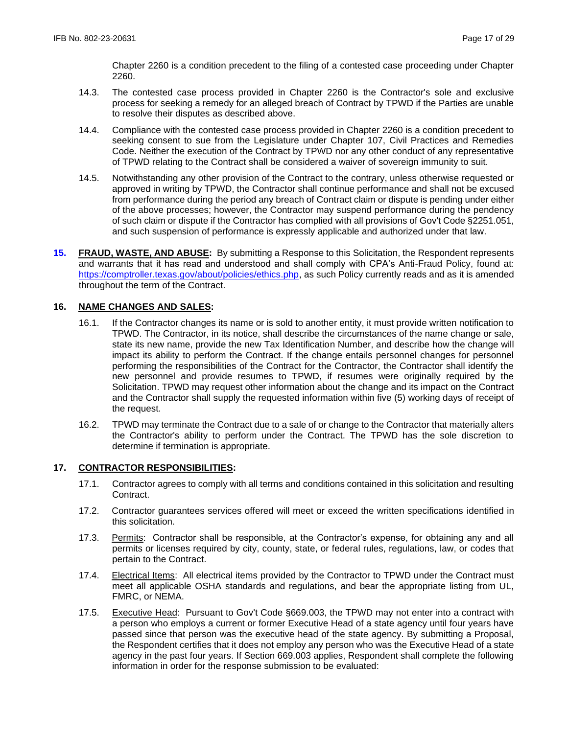Chapter 2260 is a condition precedent to the filing of a contested case proceeding under Chapter 2260.

14.3. The contested case process provided in Chapter 2260 is the Contractor's sole and exclusive process for seeking a remedy for an alleged breach of Contract by TPWD if the Parties are unable to resolve their disputes as described above.

14.4. Compliance with the contested case process provided in Chapter 2260 is a condition precedent to seeking consent to sue from the Legislature under Chapter 107, Civil Practices and Remedies Code. Neither the execution of the Contract by TPWD nor any other conduct of any representative of TPWD relating to the Contract shall be considered a waiver of sovereign immunity to suit.

14.5. Notwithstanding any other provision of the Contract to the contrary, unless otherwise requested or approved in writing by TPWD, the Contractor shall continue performance and shall not be excused from performance during the period any breach of Contract claim or dispute is pending under either of the above processes; however, the Contractor may suspend performance during the pendency of such claim or dispute if the Contractor has complied with all provisions of Gov't Code §2251.051, and such suspension of performance is expressly applicable and authorized under that law.

**15. FRAUD, WASTE, AND ABUSE:** By submitting a Response to this Solicitation, the Respondent represents and warrants that it has read and understood and shall comply with CPA's Anti-Fraud Policy, found at: https://comptroller.texas.gov/about/policies/ethics.php, as such Policy currently reads and as it is amended throughout the term of the Contract.

**16. NAME CHANGES AND SALES:**

16.1. If the Contractor changes its name or is sold to another entity, it must provide written notification to TPWD. The Contractor, in its notice, shall describe the circumstances of the name change or sale, state its new name, provide the new Tax Identification Number, and describe how the change will impact its ability to perform the Contract. If the change entails personnel changes for personnel performing the responsibilities of the Contract for the Contractor, the Contractor shall identify the new personnel and provide resumes to TPWD, if resumes were originally required by the Solicitation. TPWD may request other information about the change and its impact on the Contract and the Contractor shall supply the requested information within five (5) working days of receipt of the request.

16.2. TPWD may terminate the Contract due to a sale of or change to the Contractor that materially alters the Contractor's ability to perform under the Contract. The TPWD has the sole discretion to determine if termination is appropriate.

**17. CONTRACTOR RESPONSIBILITIES:**

17.1. Contractor agrees to comply with all terms and conditions contained in this solicitation and resulting Contract.

17.2. Contractor guarantees services offered will meet or exceed the written specifications identified in this solicitation.

17.3. Permits: Contractor shall be responsible, at the Contractor's expense, for obtaining any and all permits or licenses required by city, county, state, or federal rules, regulations, law, or codes that pertain to the Contract.

17.4. Electrical Items: All electrical items provided by the Contractor to TPWD under the Contract must meet all applicable OSHA standards and regulations, and bear the appropriate listing from UL, FMRC, or NEMA.

17.5. Executive Head: Pursuant to Gov't Code §669.003, the TPWD may not enter into a contract with a person who employs a current or former Executive Head of a state agency until four years have passed since that person was the executive head of the state agency. By submitting a Proposal, the Respondent certifies that it does not employ any person who was the Executive Head of a state agency in the past four years. If Section 669.003 applies, Respondent shall complete the following information in order for the response submission to be evaluated: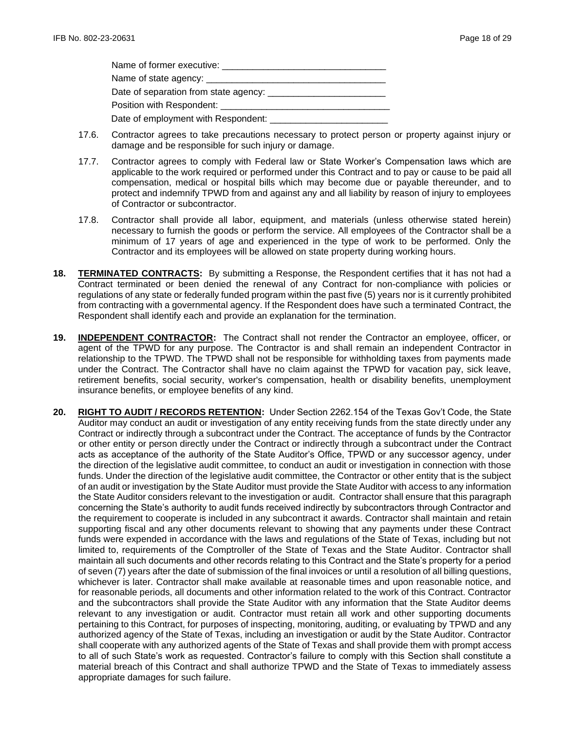Name of former executive: ________________________________

Name of state agency: ___________________________________

Date of separation from state agency: _______________________

Position with Respondent: ________________________________

Date of employment with Respondent: _______________________

17.6. Contractor agrees to take precautions necessary to protect person or property against injury or damage and be responsible for such injury or damage.

17.7. Contractor agrees to comply with Federal law or State Worker's Compensation laws which are applicable to the work required or performed under this Contract and to pay or cause to be paid all compensation, medical or hospital bills which may become due or payable thereunder, and to protect and indemnify TPWD from and against any and all liability by reason of injury to employees of Contractor or subcontractor.

17.8. Contractor shall provide all labor, equipment, and materials (unless otherwise stated herein) necessary to furnish the goods or perform the service. All employees of the Contractor shall be a minimum of 17 years of age and experienced in the type of work to be performed. Only the Contractor and its employees will be allowed on state property during working hours.

**18. TERMINATED CONTRACTS:** By submitting a Response, the Respondent certifies that it has not had a Contract terminated or been denied the renewal of any Contract for non-compliance with policies or regulations of any state or federally funded program within the past five (5) years nor is it currently prohibited from contracting with a governmental agency. If the Respondent does have such a terminated Contract, the Respondent shall identify each and provide an explanation for the termination.

**19. INDEPENDENT CONTRACTOR:** The Contract shall not render the Contractor an employee, officer, or agent of the TPWD for any purpose. The Contractor is and shall remain an independent Contractor in relationship to the TPWD. The TPWD shall not be responsible for withholding taxes from payments made under the Contract. The Contractor shall have no claim against the TPWD for vacation pay, sick leave, retirement benefits, social security, worker's compensation, health or disability benefits, unemployment insurance benefits, or employee benefits of any kind.

**20. RIGHT TO AUDIT / RECORDS RETENTION:** Under Section 2262.154 of the Texas Gov't Code, the State Auditor may conduct an audit or investigation of any entity receiving funds from the state directly under any Contract or indirectly through a subcontract under the Contract. The acceptance of funds by the Contractor or other entity or person directly under the Contract or indirectly through a subcontract under the Contract acts as acceptance of the authority of the State Auditor's Office, TPWD or any successor agency, under the direction of the legislative audit committee, to conduct an audit or investigation in connection with those funds. Under the direction of the legislative audit committee, the Contractor or other entity that is the subject of an audit or investigation by the State Auditor must provide the State Auditor with access to any information the State Auditor considers relevant to the investigation or audit. Contractor shall ensure that this paragraph concerning the State's authority to audit funds received indirectly by subcontractors through Contractor and the requirement to cooperate is included in any subcontract it awards. Contractor shall maintain and retain supporting fiscal and any other documents relevant to showing that any payments under these Contract funds were expended in accordance with the laws and regulations of the State of Texas, including but not limited to, requirements of the Comptroller of the State of Texas and the State Auditor. Contractor shall maintain all such documents and other records relating to this Contract and the State's property for a period of seven (7) years after the date of submission of the final invoices or until a resolution of all billing questions, whichever is later. Contractor shall make available at reasonable times and upon reasonable notice, and for reasonable periods, all documents and other information related to the work of this Contract. Contractor and the subcontractors shall provide the State Auditor with any information that the State Auditor deems relevant to any investigation or audit. Contractor must retain all work and other supporting documents pertaining to this Contract, for purposes of inspecting, monitoring, auditing, or evaluating by TPWD and any authorized agency of the State of Texas, including an investigation or audit by the State Auditor. Contractor shall cooperate with any authorized agents of the State of Texas and shall provide them with prompt access to all of such State's work as requested. Contractor's failure to comply with this Section shall constitute a material breach of this Contract and shall authorize TPWD and the State of Texas to immediately assess appropriate damages for such failure.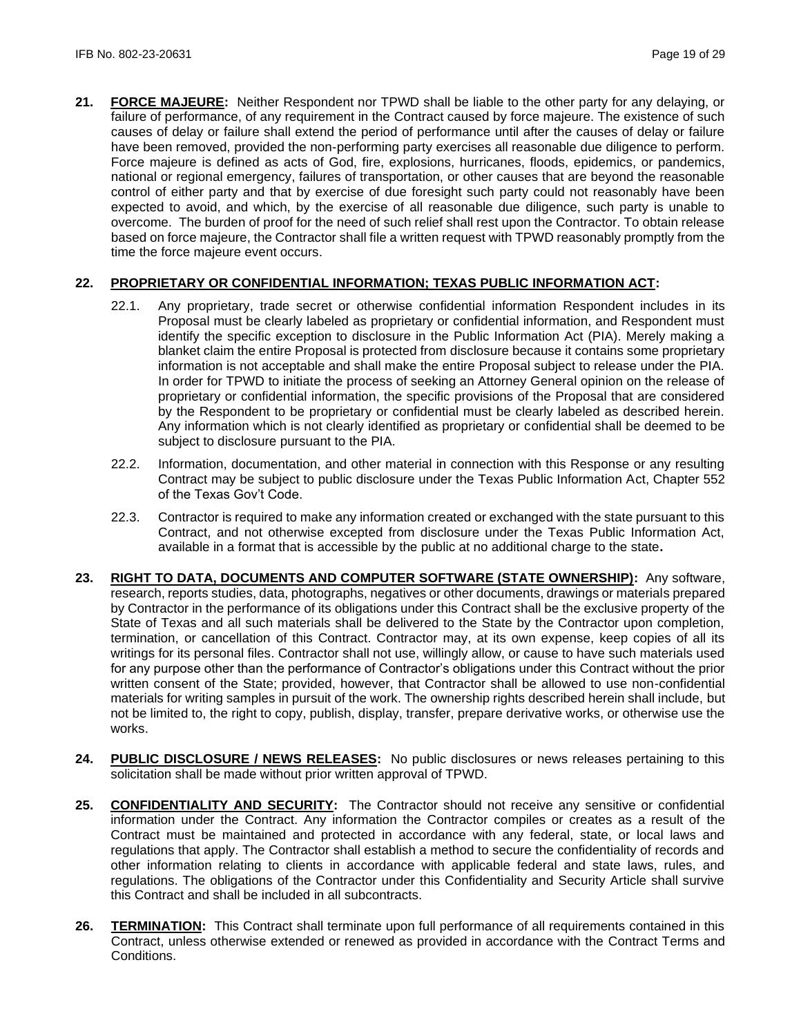**21. FORCE MAJEURE:** Neither Respondent nor TPWD shall be liable to the other party for any delaying, or failure of performance, of any requirement in the Contract caused by force majeure. The existence of such causes of delay or failure shall extend the period of performance until after the causes of delay or failure have been removed, provided the non-performing party exercises all reasonable due diligence to perform. Force majeure is defined as acts of God, fire, explosions, hurricanes, floods, epidemics, or pandemics, national or regional emergency, failures of transportation, or other causes that are beyond the reasonable control of either party and that by exercise of due foresight such party could not reasonably have been expected to avoid, and which, by the exercise of all reasonable due diligence, such party is unable to overcome. The burden of proof for the need of such relief shall rest upon the Contractor. To obtain release based on force majeure, the Contractor shall file a written request with TPWD reasonably promptly from the time the force majeure event occurs.

**22. PROPRIETARY OR CONFIDENTIAL INFORMATION; TEXAS PUBLIC INFORMATION ACT:**

22.1. Any proprietary, trade secret or otherwise confidential information Respondent includes in its Proposal must be clearly labeled as proprietary or confidential information, and Respondent must identify the specific exception to disclosure in the Public Information Act (PIA). Merely making a blanket claim the entire Proposal is protected from disclosure because it contains some proprietary information is not acceptable and shall make the entire Proposal subject to release under the PIA. In order for TPWD to initiate the process of seeking an Attorney General opinion on the release of proprietary or confidential information, the specific provisions of the Proposal that are considered by the Respondent to be proprietary or confidential must be clearly labeled as described herein. Any information which is not clearly identified as proprietary or confidential shall be deemed to be subject to disclosure pursuant to the PIA.

22.2. Information, documentation, and other material in connection with this Response or any resulting Contract may be subject to public disclosure under the Texas Public Information Act, Chapter 552 of the Texas Gov't Code.

22.3. Contractor is required to make any information created or exchanged with the state pursuant to this Contract, and not otherwise excepted from disclosure under the Texas Public Information Act, available in a format that is accessible by the public at no additional charge to the state**.**

**23. RIGHT TO DATA, DOCUMENTS AND COMPUTER SOFTWARE (STATE OWNERSHIP):** Any software, research, reports studies, data, photographs, negatives or other documents, drawings or materials prepared by Contractor in the performance of its obligations under this Contract shall be the exclusive property of the State of Texas and all such materials shall be delivered to the State by the Contractor upon completion, termination, or cancellation of this Contract. Contractor may, at its own expense, keep copies of all its writings for its personal files. Contractor shall not use, willingly allow, or cause to have such materials used for any purpose other than the performance of Contractor's obligations under this Contract without the prior written consent of the State; provided, however, that Contractor shall be allowed to use non-confidential materials for writing samples in pursuit of the work. The ownership rights described herein shall include, but not be limited to, the right to copy, publish, display, transfer, prepare derivative works, or otherwise use the works.

**24. PUBLIC DISCLOSURE / NEWS RELEASES:** No public disclosures or news releases pertaining to this solicitation shall be made without prior written approval of TPWD.

**25. CONFIDENTIALITY AND SECURITY:** The Contractor should not receive any sensitive or confidential information under the Contract. Any information the Contractor compiles or creates as a result of the Contract must be maintained and protected in accordance with any federal, state, or local laws and regulations that apply. The Contractor shall establish a method to secure the confidentiality of records and other information relating to clients in accordance with applicable federal and state laws, rules, and regulations. The obligations of the Contractor under this Confidentiality and Security Article shall survive this Contract and shall be included in all subcontracts.

**26. TERMINATION:** This Contract shall terminate upon full performance of all requirements contained in this Contract, unless otherwise extended or renewed as provided in accordance with the Contract Terms and Conditions.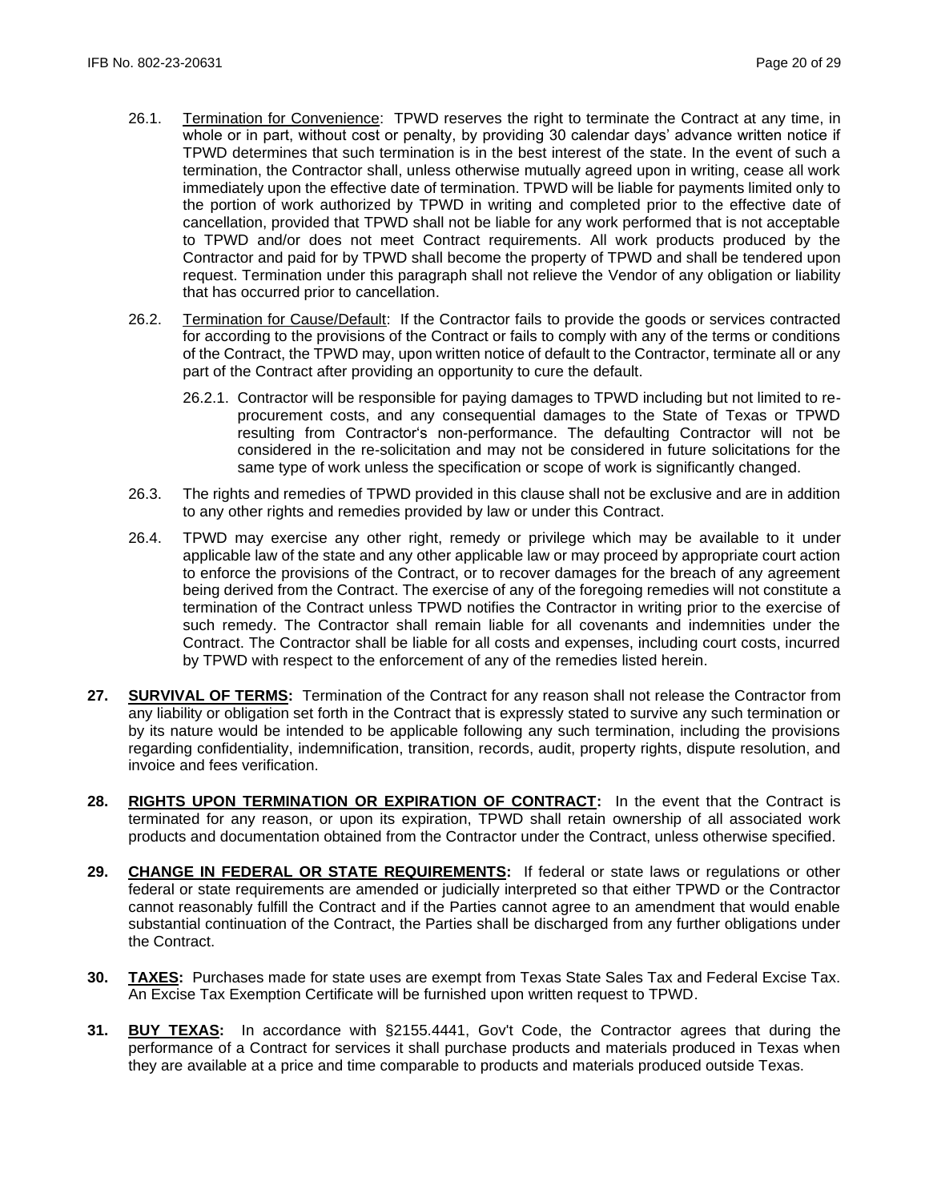26.1. Termination for Convenience: TPWD reserves the right to terminate the Contract at any time, in whole or in part, without cost or penalty, by providing 30 calendar days' advance written notice if TPWD determines that such termination is in the best interest of the state. In the event of such a termination, the Contractor shall, unless otherwise mutually agreed upon in writing, cease all work immediately upon the effective date of termination. TPWD will be liable for payments limited only to the portion of work authorized by TPWD in writing and completed prior to the effective date of cancellation, provided that TPWD shall not be liable for any work performed that is not acceptable to TPWD and/or does not meet Contract requirements. All work products produced by the Contractor and paid for by TPWD shall become the property of TPWD and shall be tendered upon request. Termination under this paragraph shall not relieve the Vendor of any obligation or liability that has occurred prior to cancellation.

26.2. Termination for Cause/Default: If the Contractor fails to provide the goods or services contracted for according to the provisions of the Contract or fails to comply with any of the terms or conditions of the Contract, the TPWD may, upon written notice of default to the Contractor, terminate all or any part of the Contract after providing an opportunity to cure the default.

26.2.1. Contractor will be responsible for paying damages to TPWD including but not limited to re-procurement costs, and any consequential damages to the State of Texas or TPWD resulting from Contractor's non-performance. The defaulting Contractor will not be considered in the re-solicitation and may not be considered in future solicitations for the same type of work unless the specification or scope of work is significantly changed.

26.3. The rights and remedies of TPWD provided in this clause shall not be exclusive and are in addition to any other rights and remedies provided by law or under this Contract.

26.4. TPWD may exercise any other right, remedy or privilege which may be available to it under applicable law of the state and any other applicable law or may proceed by appropriate court action to enforce the provisions of the Contract, or to recover damages for the breach of any agreement being derived from the Contract. The exercise of any of the foregoing remedies will not constitute a termination of the Contract unless TPWD notifies the Contractor in writing prior to the exercise of such remedy. The Contractor shall remain liable for all covenants and indemnities under the Contract. The Contractor shall be liable for all costs and expenses, including court costs, incurred by TPWD with respect to the enforcement of any of the remedies listed herein.

**27. SURVIVAL OF TERMS:** Termination of the Contract for any reason shall not release the Contractor from any liability or obligation set forth in the Contract that is expressly stated to survive any such termination or by its nature would be intended to be applicable following any such termination, including the provisions regarding confidentiality, indemnification, transition, records, audit, property rights, dispute resolution, and invoice and fees verification.

**28. RIGHTS UPON TERMINATION OR EXPIRATION OF CONTRACT:** In the event that the Contract is terminated for any reason, or upon its expiration, TPWD shall retain ownership of all associated work products and documentation obtained from the Contractor under the Contract, unless otherwise specified.

**29. CHANGE IN FEDERAL OR STATE REQUIREMENTS:** If federal or state laws or regulations or other federal or state requirements are amended or judicially interpreted so that either TPWD or the Contractor cannot reasonably fulfill the Contract and if the Parties cannot agree to an amendment that would enable substantial continuation of the Contract, the Parties shall be discharged from any further obligations under the Contract.

**30. TAXES:** Purchases made for state uses are exempt from Texas State Sales Tax and Federal Excise Tax. An Excise Tax Exemption Certificate will be furnished upon written request to TPWD.

**31. BUY TEXAS:** In accordance with §2155.4441, Gov't Code, the Contractor agrees that during the performance of a Contract for services it shall purchase products and materials produced in Texas when they are available at a price and time comparable to products and materials produced outside Texas.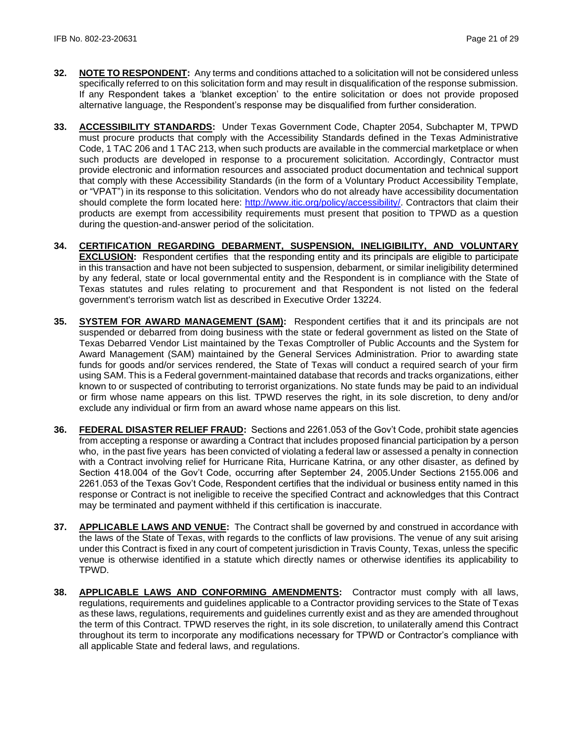**32. NOTE TO RESPONDENT:** Any terms and conditions attached to a solicitation will not be considered unless specifically referred to on this solicitation form and may result in disqualification of the response submission. If any Respondent takes a 'blanket exception' to the entire solicitation or does not provide proposed alternative language, the Respondent's response may be disqualified from further consideration.

**33. ACCESSIBILITY STANDARDS:** Under Texas Government Code, Chapter 2054, Subchapter M, TPWD must procure products that comply with the Accessibility Standards defined in the Texas Administrative Code, 1 TAC 206 and 1 TAC 213, when such products are available in the commercial marketplace or when such products are developed in response to a procurement solicitation. Accordingly, Contractor must provide electronic and information resources and associated product documentation and technical support that comply with these Accessibility Standards (in the form of a Voluntary Product Accessibility Template, or "VPAT") in its response to this solicitation. Vendors who do not already have accessibility documentation should complete the form located here: http://www.itic.org/policy/accessibility/. Contractors that claim their products are exempt from accessibility requirements must present that position to TPWD as a question during the question-and-answer period of the solicitation.

**34. CERTIFICATION REGARDING DEBARMENT, SUSPENSION, INELIGIBILITY, AND VOLUNTARY EXCLUSION:** Respondent certifies that the responding entity and its principals are eligible to participate in this transaction and have not been subjected to suspension, debarment, or similar ineligibility determined by any federal, state or local governmental entity and the Respondent is in compliance with the State of Texas statutes and rules relating to procurement and that Respondent is not listed on the federal government's terrorism watch list as described in Executive Order 13224.

**35. SYSTEM FOR AWARD MANAGEMENT (SAM):** Respondent certifies that it and its principals are not suspended or debarred from doing business with the state or federal government as listed on the State of Texas Debarred Vendor List maintained by the Texas Comptroller of Public Accounts and the System for Award Management (SAM) maintained by the General Services Administration. Prior to awarding state funds for goods and/or services rendered, the State of Texas will conduct a required search of your firm using SAM. This is a Federal government-maintained database that records and tracks organizations, either known to or suspected of contributing to terrorist organizations. No state funds may be paid to an individual or firm whose name appears on this list. TPWD reserves the right, in its sole discretion, to deny and/or exclude any individual or firm from an award whose name appears on this list.

**36. FEDERAL DISASTER RELIEF FRAUD:** Sections and 2261.053 of the Gov't Code, prohibit state agencies from accepting a response or awarding a Contract that includes proposed financial participation by a person who, in the past five years has been convicted of violating a federal law or assessed a penalty in connection with a Contract involving relief for Hurricane Rita, Hurricane Katrina, or any other disaster, as defined by Section 418.004 of the Gov't Code, occurring after September 24, 2005.Under Sections 2155.006 and 2261.053 of the Texas Gov't Code, Respondent certifies that the individual or business entity named in this response or Contract is not ineligible to receive the specified Contract and acknowledges that this Contract may be terminated and payment withheld if this certification is inaccurate.

**37. APPLICABLE LAWS AND VENUE:** The Contract shall be governed by and construed in accordance with the laws of the State of Texas, with regards to the conflicts of law provisions. The venue of any suit arising under this Contract is fixed in any court of competent jurisdiction in Travis County, Texas, unless the specific venue is otherwise identified in a statute which directly names or otherwise identifies its applicability to TPWD.

**38. APPLICABLE LAWS AND CONFORMING AMENDMENTS:** Contractor must comply with all laws, regulations, requirements and guidelines applicable to a Contractor providing services to the State of Texas as these laws, regulations, requirements and guidelines currently exist and as they are amended throughout the term of this Contract. TPWD reserves the right, in its sole discretion, to unilaterally amend this Contract throughout its term to incorporate any modifications necessary for TPWD or Contractor's compliance with all applicable State and federal laws, and regulations.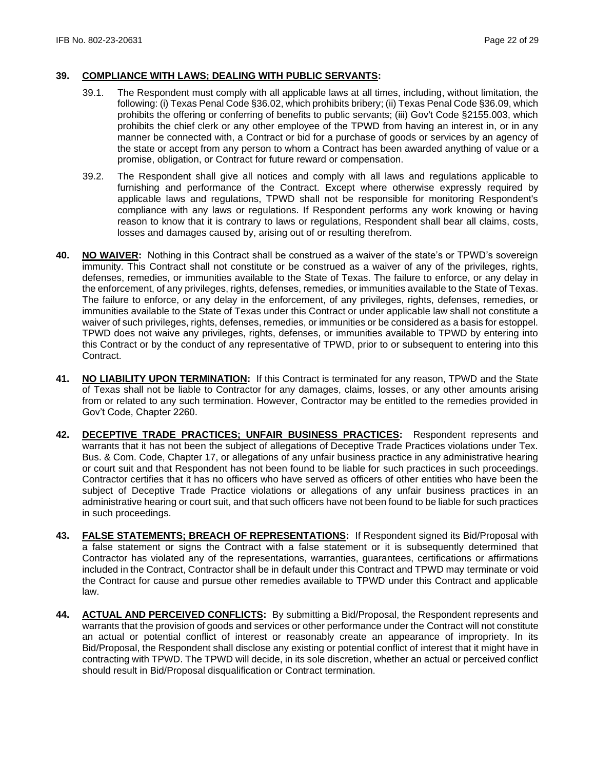**39. COMPLIANCE WITH LAWS; DEALING WITH PUBLIC SERVANTS:**

39.1. The Respondent must comply with all applicable laws at all times, including, without limitation, the following: (i) Texas Penal Code §36.02, which prohibits bribery; (ii) Texas Penal Code §36.09, which prohibits the offering or conferring of benefits to public servants; (iii) Gov't Code §2155.003, which prohibits the chief clerk or any other employee of the TPWD from having an interest in, or in any manner be connected with, a Contract or bid for a purchase of goods or services by an agency of the state or accept from any person to whom a Contract has been awarded anything of value or a promise, obligation, or Contract for future reward or compensation.

39.2. The Respondent shall give all notices and comply with all laws and regulations applicable to furnishing and performance of the Contract. Except where otherwise expressly required by applicable laws and regulations, TPWD shall not be responsible for monitoring Respondent's compliance with any laws or regulations. If Respondent performs any work knowing or having reason to know that it is contrary to laws or regulations, Respondent shall bear all claims, costs, losses and damages caused by, arising out of or resulting therefrom.

**40. NO WAIVER:** Nothing in this Contract shall be construed as a waiver of the state's or TPWD's sovereign immunity. This Contract shall not constitute or be construed as a waiver of any of the privileges, rights, defenses, remedies, or immunities available to the State of Texas. The failure to enforce, or any delay in the enforcement, of any privileges, rights, defenses, remedies, or immunities available to the State of Texas. The failure to enforce, or any delay in the enforcement, of any privileges, rights, defenses, remedies, or immunities available to the State of Texas under this Contract or under applicable law shall not constitute a waiver of such privileges, rights, defenses, remedies, or immunities or be considered as a basis for estoppel. TPWD does not waive any privileges, rights, defenses, or immunities available to TPWD by entering into this Contract or by the conduct of any representative of TPWD, prior to or subsequent to entering into this Contract.

**41. NO LIABILITY UPON TERMINATION:** If this Contract is terminated for any reason, TPWD and the State of Texas shall not be liable to Contractor for any damages, claims, losses, or any other amounts arising from or related to any such termination. However, Contractor may be entitled to the remedies provided in Gov't Code, Chapter 2260.

**42. DECEPTIVE TRADE PRACTICES; UNFAIR BUSINESS PRACTICES:** Respondent represents and warrants that it has not been the subject of allegations of Deceptive Trade Practices violations under Tex. Bus. & Com. Code, Chapter 17, or allegations of any unfair business practice in any administrative hearing or court suit and that Respondent has not been found to be liable for such practices in such proceedings. Contractor certifies that it has no officers who have served as officers of other entities who have been the subject of Deceptive Trade Practice violations or allegations of any unfair business practices in an administrative hearing or court suit, and that such officers have not been found to be liable for such practices in such proceedings.

**43. FALSE STATEMENTS; BREACH OF REPRESENTATIONS:** If Respondent signed its Bid/Proposal with a false statement or signs the Contract with a false statement or it is subsequently determined that Contractor has violated any of the representations, warranties, guarantees, certifications or affirmations included in the Contract, Contractor shall be in default under this Contract and TPWD may terminate or void the Contract for cause and pursue other remedies available to TPWD under this Contract and applicable law.

**44. ACTUAL AND PERCEIVED CONFLICTS:** By submitting a Bid/Proposal, the Respondent represents and warrants that the provision of goods and services or other performance under the Contract will not constitute an actual or potential conflict of interest or reasonably create an appearance of impropriety. In its Bid/Proposal, the Respondent shall disclose any existing or potential conflict of interest that it might have in contracting with TPWD. The TPWD will decide, in its sole discretion, whether an actual or perceived conflict should result in Bid/Proposal disqualification or Contract termination.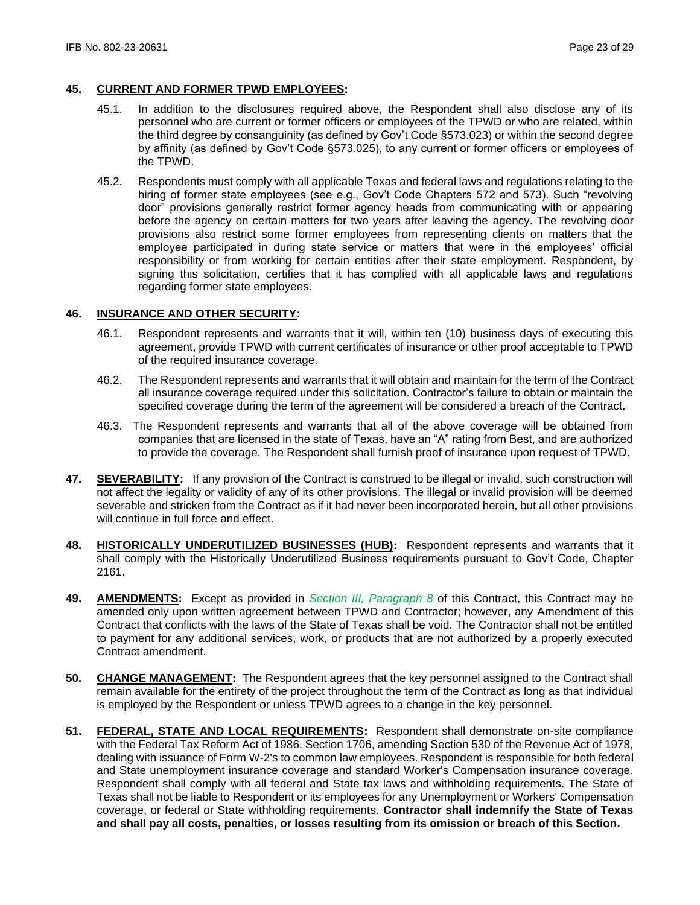**45. CURRENT AND FORMER TPWD EMPLOYEES:**

45.1. In addition to the disclosures required above, the Respondent shall also disclose any of its personnel who are current or former officers or employees of the TPWD or who are related, within the third degree by consanguinity (as defined by Gov't Code §573.023) or within the second degree by affinity (as defined by Gov't Code §573.025), to any current or former officers or employees of the TPWD.

45.2. Respondents must comply with all applicable Texas and federal laws and regulations relating to the hiring of former state employees (see e.g., Gov't Code Chapters 572 and 573). Such "revolving door" provisions generally restrict former agency heads from communicating with or appearing before the agency on certain matters for two years after leaving the agency. The revolving door provisions also restrict some former employees from representing clients on matters that the employee participated in during state service or matters that were in the employees' official responsibility or from working for certain entities after their state employment. Respondent, by signing this solicitation, certifies that it has complied with all applicable laws and regulations regarding former state employees.

**46. INSURANCE AND OTHER SECURITY:**

46.1. Respondent represents and warrants that it will, within ten (10) business days of executing this agreement, provide TPWD with current certificates of insurance or other proof acceptable to TPWD of the required insurance coverage.

46.2. The Respondent represents and warrants that it will obtain and maintain for the term of the Contract all insurance coverage required under this solicitation. Contractor's failure to obtain or maintain the specified coverage during the term of the agreement will be considered a breach of the Contract.

46.3. The Respondent represents and warrants that all of the above coverage will be obtained from companies that are licensed in the state of Texas, have an "A" rating from Best, and are authorized to provide the coverage. The Respondent shall furnish proof of insurance upon request of TPWD.

**47. SEVERABILITY:** If any provision of the Contract is construed to be illegal or invalid, such construction will not affect the legality or validity of any of its other provisions. The illegal or invalid provision will be deemed severable and stricken from the Contract as if it had never been incorporated herein, but all other provisions will continue in full force and effect.

**48. HISTORICALLY UNDERUTILIZED BUSINESSES (HUB):** Respondent represents and warrants that it shall comply with the Historically Underutilized Business requirements pursuant to Gov't Code, Chapter 2161.

**49. AMENDMENTS:** Except as provided in *Section III, Paragraph 8* of this Contract, this Contract may be amended only upon written agreement between TPWD and Contractor; however, any Amendment of this Contract that conflicts with the laws of the State of Texas shall be void. The Contractor shall not be entitled to payment for any additional services, work, or products that are not authorized by a properly executed Contract amendment.

**50. CHANGE MANAGEMENT:** The Respondent agrees that the key personnel assigned to the Contract shall remain available for the entirety of the project throughout the term of the Contract as long as that individual is employed by the Respondent or unless TPWD agrees to a change in the key personnel.

**51. FEDERAL, STATE AND LOCAL REQUIREMENTS:** Respondent shall demonstrate on-site compliance with the Federal Tax Reform Act of 1986, Section 1706, amending Section 530 of the Revenue Act of 1978, dealing with issuance of Form W-2's to common law employees. Respondent is responsible for both federal and State unemployment insurance coverage and standard Worker's Compensation insurance coverage. Respondent shall comply with all federal and State tax laws and withholding requirements. The State of Texas shall not be liable to Respondent or its employees for any Unemployment or Workers' Compensation coverage, or federal or State withholding requirements. **Contractor shall indemnify the State of Texas and shall pay all costs, penalties, or losses resulting from its omission or breach of this Section.**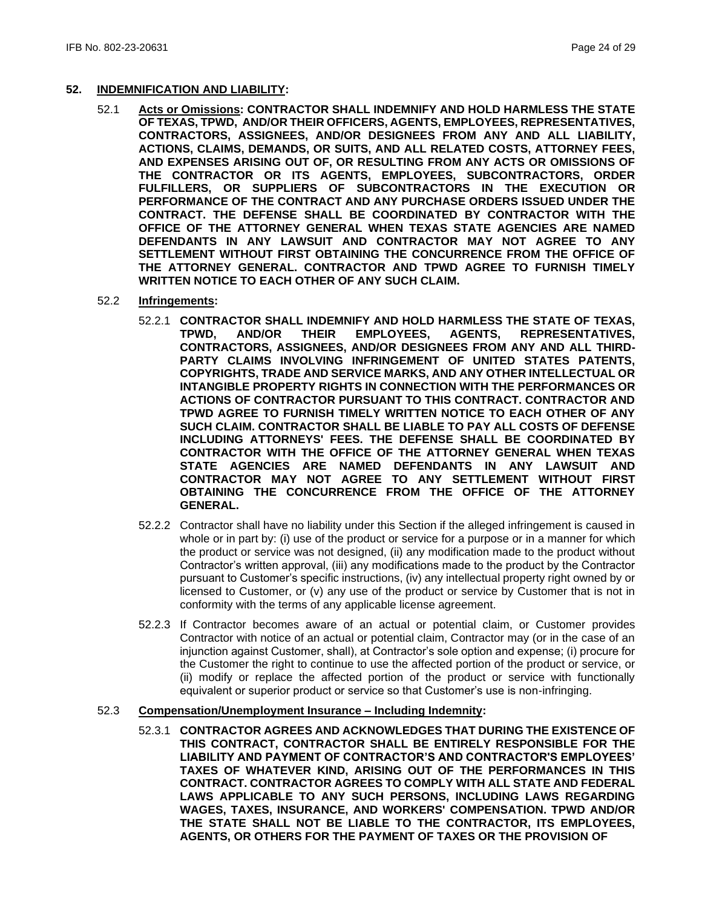## 52. INDEMNIFICATION AND LIABILITY:

52.1 **Acts or Omissions: CONTRACTOR SHALL INDEMNIFY AND HOLD HARMLESS THE STATE OF TEXAS, TPWD, AND/OR THEIR OFFICERS, AGENTS, EMPLOYEES, REPRESENTATIVES, CONTRACTORS, ASSIGNEES, AND/OR DESIGNEES FROM ANY AND ALL LIABILITY, ACTIONS, CLAIMS, DEMANDS, OR SUITS, AND ALL RELATED COSTS, ATTORNEY FEES, AND EXPENSES ARISING OUT OF, OR RESULTING FROM ANY ACTS OR OMISSIONS OF THE CONTRACTOR OR ITS AGENTS, EMPLOYEES, SUBCONTRACTORS, ORDER FULFILLERS, OR SUPPLIERS OF SUBCONTRACTORS IN THE EXECUTION OR PERFORMANCE OF THE CONTRACT AND ANY PURCHASE ORDERS ISSUED UNDER THE CONTRACT. THE DEFENSE SHALL BE COORDINATED BY CONTRACTOR WITH THE OFFICE OF THE ATTORNEY GENERAL WHEN TEXAS STATE AGENCIES ARE NAMED DEFENDANTS IN ANY LAWSUIT AND CONTRACTOR MAY NOT AGREE TO ANY SETTLEMENT WITHOUT FIRST OBTAINING THE CONCURRENCE FROM THE OFFICE OF THE ATTORNEY GENERAL. CONTRACTOR AND TPWD AGREE TO FURNISH TIMELY WRITTEN NOTICE TO EACH OTHER OF ANY SUCH CLAIM.**

52.2 **Infringements:**

52.2.1 **CONTRACTOR SHALL INDEMNIFY AND HOLD HARMLESS THE STATE OF TEXAS, TPWD, AND/OR THEIR EMPLOYEES, AGENTS, REPRESENTATIVES, CONTRACTORS, ASSIGNEES, AND/OR DESIGNEES FROM ANY AND ALL THIRD-PARTY CLAIMS INVOLVING INFRINGEMENT OF UNITED STATES PATENTS, COPYRIGHTS, TRADE AND SERVICE MARKS, AND ANY OTHER INTELLECTUAL OR INTANGIBLE PROPERTY RIGHTS IN CONNECTION WITH THE PERFORMANCES OR ACTIONS OF CONTRACTOR PURSUANT TO THIS CONTRACT. CONTRACTOR AND TPWD AGREE TO FURNISH TIMELY WRITTEN NOTICE TO EACH OTHER OF ANY SUCH CLAIM. CONTRACTOR SHALL BE LIABLE TO PAY ALL COSTS OF DEFENSE INCLUDING ATTORNEYS' FEES. THE DEFENSE SHALL BE COORDINATED BY CONTRACTOR WITH THE OFFICE OF THE ATTORNEY GENERAL WHEN TEXAS STATE AGENCIES ARE NAMED DEFENDANTS IN ANY LAWSUIT AND CONTRACTOR MAY NOT AGREE TO ANY SETTLEMENT WITHOUT FIRST OBTAINING THE CONCURRENCE FROM THE OFFICE OF THE ATTORNEY GENERAL.**

52.2.2 Contractor shall have no liability under this Section if the alleged infringement is caused in whole or in part by: (i) use of the product or service for a purpose or in a manner for which the product or service was not designed, (ii) any modification made to the product without Contractor's written approval, (iii) any modifications made to the product by the Contractor pursuant to Customer's specific instructions, (iv) any intellectual property right owned by or licensed to Customer, or (v) any use of the product or service by Customer that is not in conformity with the terms of any applicable license agreement.

52.2.3 If Contractor becomes aware of an actual or potential claim, or Customer provides Contractor with notice of an actual or potential claim, Contractor may (or in the case of an injunction against Customer, shall), at Contractor's sole option and expense; (i) procure for the Customer the right to continue to use the affected portion of the product or service, or (ii) modify or replace the affected portion of the product or service with functionally equivalent or superior product or service so that Customer's use is non-infringing.

52.3 **Compensation/Unemployment Insurance – Including Indemnity:**

52.3.1 **CONTRACTOR AGREES AND ACKNOWLEDGES THAT DURING THE EXISTENCE OF THIS CONTRACT, CONTRACTOR SHALL BE ENTIRELY RESPONSIBLE FOR THE LIABILITY AND PAYMENT OF CONTRACTOR'S AND CONTRACTOR'S EMPLOYEES' TAXES OF WHATEVER KIND, ARISING OUT OF THE PERFORMANCES IN THIS CONTRACT. CONTRACTOR AGREES TO COMPLY WITH ALL STATE AND FEDERAL LAWS APPLICABLE TO ANY SUCH PERSONS, INCLUDING LAWS REGARDING WAGES, TAXES, INSURANCE, AND WORKERS' COMPENSATION. TPWD AND/OR THE STATE SHALL NOT BE LIABLE TO THE CONTRACTOR, ITS EMPLOYEES, AGENTS, OR OTHERS FOR THE PAYMENT OF TAXES OR THE PROVISION OF**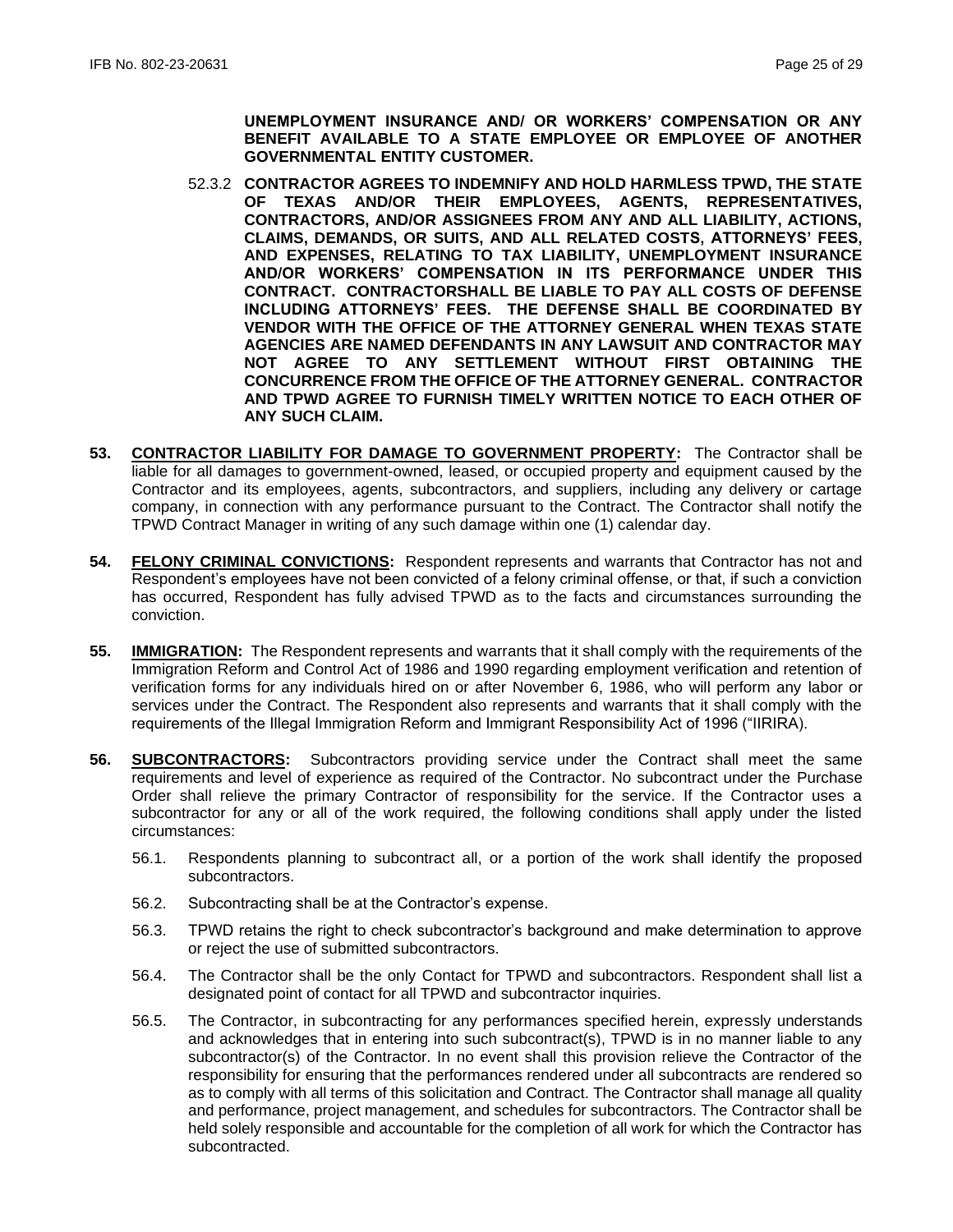**UNEMPLOYMENT INSURANCE AND/ OR WORKERS' COMPENSATION OR ANY BENEFIT AVAILABLE TO A STATE EMPLOYEE OR EMPLOYEE OF ANOTHER GOVERNMENTAL ENTITY CUSTOMER.**

52.3.2 **CONTRACTOR AGREES TO INDEMNIFY AND HOLD HARMLESS TPWD, THE STATE OF TEXAS AND/OR THEIR EMPLOYEES, AGENTS, REPRESENTATIVES, CONTRACTORS, AND/OR ASSIGNEES FROM ANY AND ALL LIABILITY, ACTIONS, CLAIMS, DEMANDS, OR SUITS, AND ALL RELATED COSTS, ATTORNEYS' FEES, AND EXPENSES, RELATING TO TAX LIABILITY, UNEMPLOYMENT INSURANCE AND/OR WORKERS' COMPENSATION IN ITS PERFORMANCE UNDER THIS CONTRACT. CONTRACTORSHALL BE LIABLE TO PAY ALL COSTS OF DEFENSE INCLUDING ATTORNEYS' FEES. THE DEFENSE SHALL BE COORDINATED BY VENDOR WITH THE OFFICE OF THE ATTORNEY GENERAL WHEN TEXAS STATE AGENCIES ARE NAMED DEFENDANTS IN ANY LAWSUIT AND CONTRACTOR MAY NOT AGREE TO ANY SETTLEMENT WITHOUT FIRST OBTAINING THE CONCURRENCE FROM THE OFFICE OF THE ATTORNEY GENERAL. CONTRACTOR AND TPWD AGREE TO FURNISH TIMELY WRITTEN NOTICE TO EACH OTHER OF ANY SUCH CLAIM.**

**53. CONTRACTOR LIABILITY FOR DAMAGE TO GOVERNMENT PROPERTY:** The Contractor shall be liable for all damages to government-owned, leased, or occupied property and equipment caused by the Contractor and its employees, agents, subcontractors, and suppliers, including any delivery or cartage company, in connection with any performance pursuant to the Contract. The Contractor shall notify the TPWD Contract Manager in writing of any such damage within one (1) calendar day.

**54. FELONY CRIMINAL CONVICTIONS:** Respondent represents and warrants that Contractor has not and Respondent's employees have not been convicted of a felony criminal offense, or that, if such a conviction has occurred, Respondent has fully advised TPWD as to the facts and circumstances surrounding the conviction.

**55. IMMIGRATION:** The Respondent represents and warrants that it shall comply with the requirements of the Immigration Reform and Control Act of 1986 and 1990 regarding employment verification and retention of verification forms for any individuals hired on or after November 6, 1986, who will perform any labor or services under the Contract. The Respondent also represents and warrants that it shall comply with the requirements of the Illegal Immigration Reform and Immigrant Responsibility Act of 1996 ("IIRIRA).

**56. SUBCONTRACTORS:** Subcontractors providing service under the Contract shall meet the same requirements and level of experience as required of the Contractor. No subcontract under the Purchase Order shall relieve the primary Contractor of responsibility for the service. If the Contractor uses a subcontractor for any or all of the work required, the following conditions shall apply under the listed circumstances:

56.1. Respondents planning to subcontract all, or a portion of the work shall identify the proposed subcontractors.

56.2. Subcontracting shall be at the Contractor's expense.

56.3. TPWD retains the right to check subcontractor's background and make determination to approve or reject the use of submitted subcontractors.

56.4. The Contractor shall be the only Contact for TPWD and subcontractors. Respondent shall list a designated point of contact for all TPWD and subcontractor inquiries.

56.5. The Contractor, in subcontracting for any performances specified herein, expressly understands and acknowledges that in entering into such subcontract(s), TPWD is in no manner liable to any subcontractor(s) of the Contractor. In no event shall this provision relieve the Contractor of the responsibility for ensuring that the performances rendered under all subcontracts are rendered so as to comply with all terms of this solicitation and Contract. The Contractor shall manage all quality and performance, project management, and schedules for subcontractors. The Contractor shall be held solely responsible and accountable for the completion of all work for which the Contractor has subcontracted.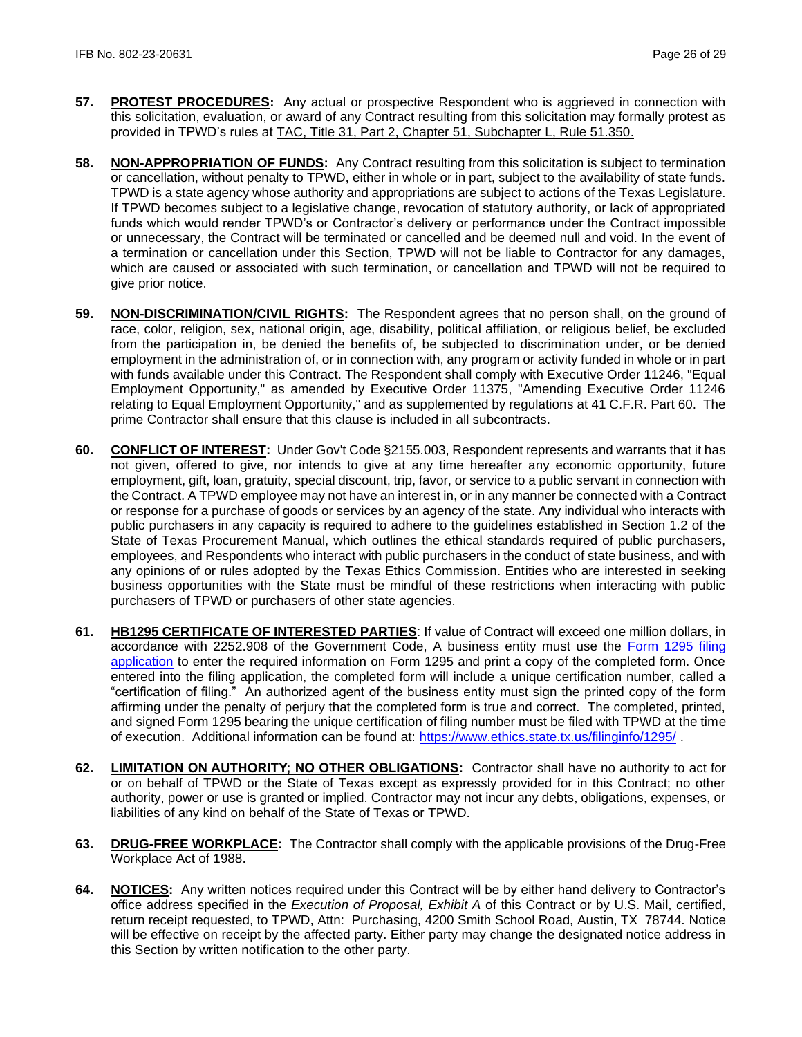**57. PROTEST PROCEDURES:** Any actual or prospective Respondent who is aggrieved in connection with this solicitation, evaluation, or award of any Contract resulting from this solicitation may formally protest as provided in TPWD's rules at TAC, Title 31, Part 2, Chapter 51, Subchapter L, Rule 51.350.

**58. NON-APPROPRIATION OF FUNDS:** Any Contract resulting from this solicitation is subject to termination or cancellation, without penalty to TPWD, either in whole or in part, subject to the availability of state funds. TPWD is a state agency whose authority and appropriations are subject to actions of the Texas Legislature. If TPWD becomes subject to a legislative change, revocation of statutory authority, or lack of appropriated funds which would render TPWD's or Contractor's delivery or performance under the Contract impossible or unnecessary, the Contract will be terminated or cancelled and be deemed null and void. In the event of a termination or cancellation under this Section, TPWD will not be liable to Contractor for any damages, which are caused or associated with such termination, or cancellation and TPWD will not be required to give prior notice.

**59. NON-DISCRIMINATION/CIVIL RIGHTS:** The Respondent agrees that no person shall, on the ground of race, color, religion, sex, national origin, age, disability, political affiliation, or religious belief, be excluded from the participation in, be denied the benefits of, be subjected to discrimination under, or be denied employment in the administration of, or in connection with, any program or activity funded in whole or in part with funds available under this Contract. The Respondent shall comply with Executive Order 11246, "Equal Employment Opportunity," as amended by Executive Order 11375, "Amending Executive Order 11246 relating to Equal Employment Opportunity," and as supplemented by regulations at 41 C.F.R. Part 60. The prime Contractor shall ensure that this clause is included in all subcontracts.

**60. CONFLICT OF INTEREST:** Under Gov't Code §2155.003, Respondent represents and warrants that it has not given, offered to give, nor intends to give at any time hereafter any economic opportunity, future employment, gift, loan, gratuity, special discount, trip, favor, or service to a public servant in connection with the Contract. A TPWD employee may not have an interest in, or in any manner be connected with a Contract or response for a purchase of goods or services by an agency of the state. Any individual who interacts with public purchasers in any capacity is required to adhere to the guidelines established in Section 1.2 of the State of Texas Procurement Manual, which outlines the ethical standards required of public purchasers, employees, and Respondents who interact with public purchasers in the conduct of state business, and with any opinions of or rules adopted by the Texas Ethics Commission. Entities who are interested in seeking business opportunities with the State must be mindful of these restrictions when interacting with public purchasers of TPWD or purchasers of other state agencies.

**61. HB1295 CERTIFICATE OF INTERESTED PARTIES**: If value of Contract will exceed one million dollars, in accordance with 2252.908 of the Government Code, A business entity must use the Form 1295 filing application to enter the required information on Form 1295 and print a copy of the completed form. Once entered into the filing application, the completed form will include a unique certification number, called a "certification of filing." An authorized agent of the business entity must sign the printed copy of the form affirming under the penalty of perjury that the completed form is true and correct. The completed, printed, and signed Form 1295 bearing the unique certification of filing number must be filed with TPWD at the time of execution. Additional information can be found at: https://www.ethics.state.tx.us/filinginfo/1295/ .

**62. LIMITATION ON AUTHORITY; NO OTHER OBLIGATIONS:** Contractor shall have no authority to act for or on behalf of TPWD or the State of Texas except as expressly provided for in this Contract; no other authority, power or use is granted or implied. Contractor may not incur any debts, obligations, expenses, or liabilities of any kind on behalf of the State of Texas or TPWD.

**63. DRUG-FREE WORKPLACE:** The Contractor shall comply with the applicable provisions of the Drug-Free Workplace Act of 1988.

**64. NOTICES:** Any written notices required under this Contract will be by either hand delivery to Contractor's office address specified in the *Execution of Proposal, Exhibit A* of this Contract or by U.S. Mail, certified, return receipt requested, to TPWD, Attn: Purchasing, 4200 Smith School Road, Austin, TX 78744. Notice will be effective on receipt by the affected party. Either party may change the designated notice address in this Section by written notification to the other party.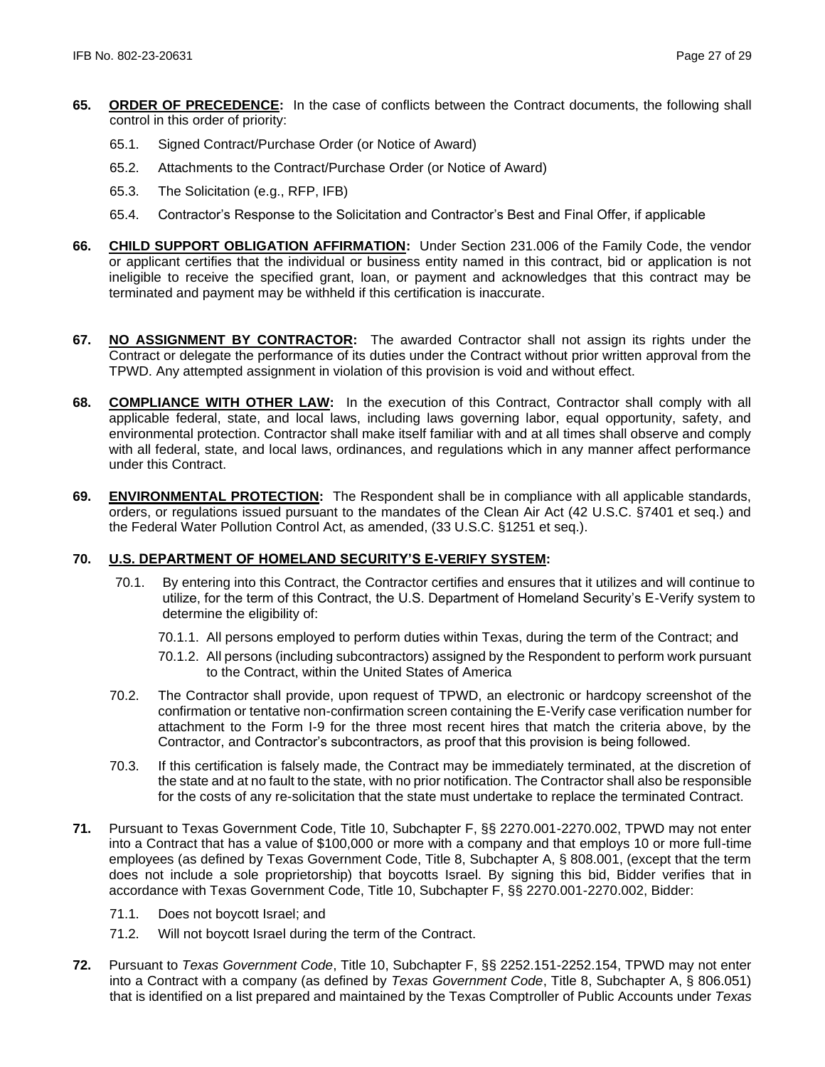**65. ORDER OF PRECEDENCE:** In the case of conflicts between the Contract documents, the following shall control in this order of priority:

- 65.1. Signed Contract/Purchase Order (or Notice of Award)
- 65.2. Attachments to the Contract/Purchase Order (or Notice of Award)
- 65.3. The Solicitation (e.g., RFP, IFB)
- 65.4. Contractor's Response to the Solicitation and Contractor's Best and Final Offer, if applicable

**66. CHILD SUPPORT OBLIGATION AFFIRMATION:** Under Section 231.006 of the Family Code, the vendor or applicant certifies that the individual or business entity named in this contract, bid or application is not ineligible to receive the specified grant, loan, or payment and acknowledges that this contract may be terminated and payment may be withheld if this certification is inaccurate.

**67. NO ASSIGNMENT BY CONTRACTOR:** The awarded Contractor shall not assign its rights under the Contract or delegate the performance of its duties under the Contract without prior written approval from the TPWD. Any attempted assignment in violation of this provision is void and without effect.

**68. COMPLIANCE WITH OTHER LAW:** In the execution of this Contract, Contractor shall comply with all applicable federal, state, and local laws, including laws governing labor, equal opportunity, safety, and environmental protection. Contractor shall make itself familiar with and at all times shall observe and comply with all federal, state, and local laws, ordinances, and regulations which in any manner affect performance under this Contract.

**69. ENVIRONMENTAL PROTECTION:** The Respondent shall be in compliance with all applicable standards, orders, or regulations issued pursuant to the mandates of the Clean Air Act (42 U.S.C. §7401 et seq.) and the Federal Water Pollution Control Act, as amended, (33 U.S.C. §1251 et seq.).

**70. U.S. DEPARTMENT OF HOMELAND SECURITY'S E-VERIFY SYSTEM:**

- 70.1. By entering into this Contract, the Contractor certifies and ensures that it utilizes and will continue to utilize, for the term of this Contract, the U.S. Department of Homeland Security's E-Verify system to determine the eligibility of:
  - 70.1.1. All persons employed to perform duties within Texas, during the term of the Contract; and
  - 70.1.2. All persons (including subcontractors) assigned by the Respondent to perform work pursuant to the Contract, within the United States of America
- 70.2. The Contractor shall provide, upon request of TPWD, an electronic or hardcopy screenshot of the confirmation or tentative non-confirmation screen containing the E-Verify case verification number for attachment to the Form I-9 for the three most recent hires that match the criteria above, by the Contractor, and Contractor's subcontractors, as proof that this provision is being followed.
- 70.3. If this certification is falsely made, the Contract may be immediately terminated, at the discretion of the state and at no fault to the state, with no prior notification. The Contractor shall also be responsible for the costs of any re-solicitation that the state must undertake to replace the terminated Contract.

**71.** Pursuant to Texas Government Code, Title 10, Subchapter F, §§ 2270.001-2270.002, TPWD may not enter into a Contract that has a value of $100,000 or more with a company and that employs 10 or more full-time employees (as defined by Texas Government Code, Title 8, Subchapter A, § 808.001, (except that the term does not include a sole proprietorship) that boycotts Israel. By signing this bid, Bidder verifies that in accordance with Texas Government Code, Title 10, Subchapter F, §§ 2270.001-2270.002, Bidder:

- 71.1. Does not boycott Israel; and
- 71.2. Will not boycott Israel during the term of the Contract.

**72.** Pursuant to *Texas Government Code*, Title 10, Subchapter F, §§ 2252.151-2252.154, TPWD may not enter into a Contract with a company (as defined by *Texas Government Code*, Title 8, Subchapter A, § 806.051) that is identified on a list prepared and maintained by the Texas Comptroller of Public Accounts under *Texas*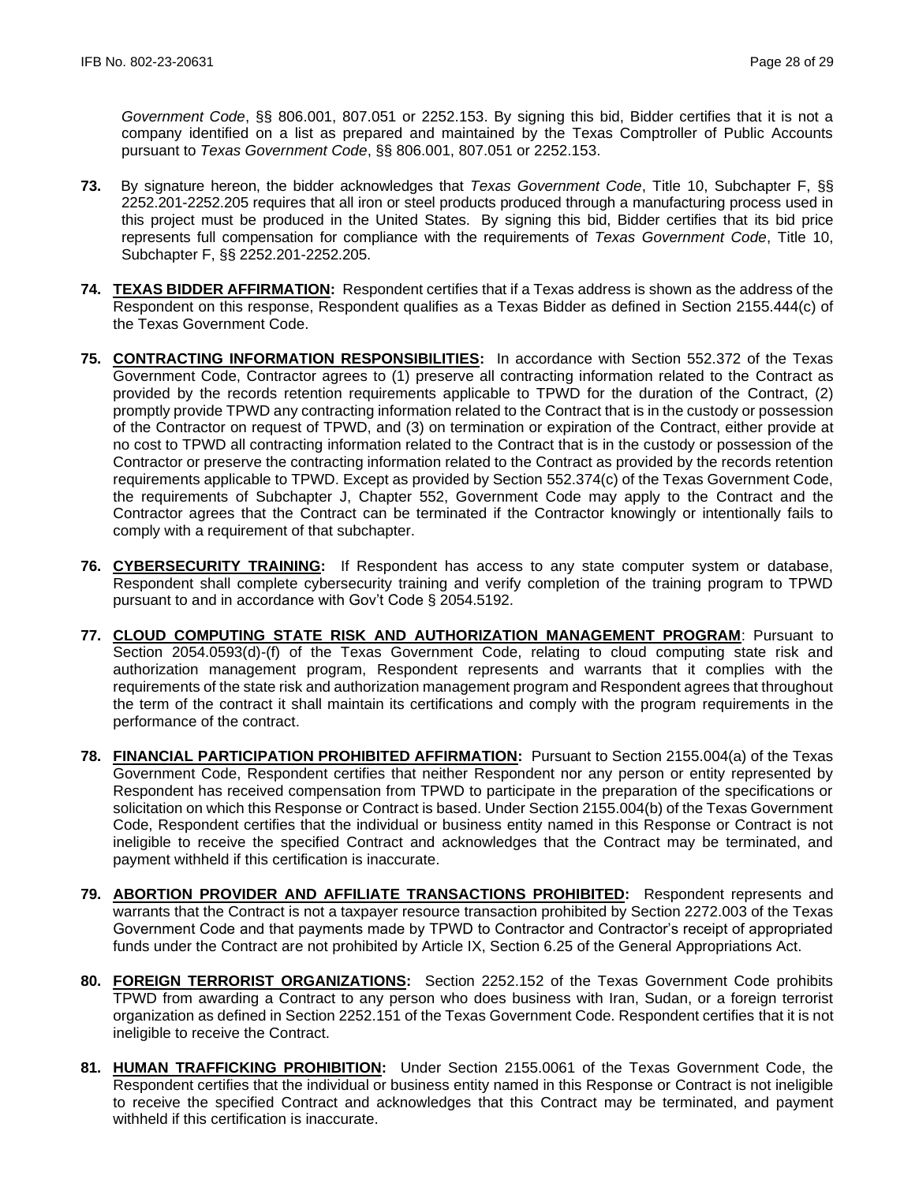*Government Code*, §§ 806.001, 807.051 or 2252.153. By signing this bid, Bidder certifies that it is not a company identified on a list as prepared and maintained by the Texas Comptroller of Public Accounts pursuant to *Texas Government Code*, §§ 806.001, 807.051 or 2252.153.

**73.** By signature hereon, the bidder acknowledges that *Texas Government Code*, Title 10, Subchapter F, §§ 2252.201-2252.205 requires that all iron or steel products produced through a manufacturing process used in this project must be produced in the United States. By signing this bid, Bidder certifies that its bid price represents full compensation for compliance with the requirements of *Texas Government Code*, Title 10, Subchapter F, §§ 2252.201-2252.205.

**74. TEXAS BIDDER AFFIRMATION:** Respondent certifies that if a Texas address is shown as the address of the Respondent on this response, Respondent qualifies as a Texas Bidder as defined in Section 2155.444(c) of the Texas Government Code.

**75. CONTRACTING INFORMATION RESPONSIBILITIES:** In accordance with Section 552.372 of the Texas Government Code, Contractor agrees to (1) preserve all contracting information related to the Contract as provided by the records retention requirements applicable to TPWD for the duration of the Contract, (2) promptly provide TPWD any contracting information related to the Contract that is in the custody or possession of the Contractor on request of TPWD, and (3) on termination or expiration of the Contract, either provide at no cost to TPWD all contracting information related to the Contract that is in the custody or possession of the Contractor or preserve the contracting information related to the Contract as provided by the records retention requirements applicable to TPWD. Except as provided by Section 552.374(c) of the Texas Government Code, the requirements of Subchapter J, Chapter 552, Government Code may apply to the Contract and the Contractor agrees that the Contract can be terminated if the Contractor knowingly or intentionally fails to comply with a requirement of that subchapter.

**76. CYBERSECURITY TRAINING:** If Respondent has access to any state computer system or database, Respondent shall complete cybersecurity training and verify completion of the training program to TPWD pursuant to and in accordance with Gov't Code § 2054.5192.

**77. CLOUD COMPUTING STATE RISK AND AUTHORIZATION MANAGEMENT PROGRAM**: Pursuant to Section 2054.0593(d)-(f) of the Texas Government Code, relating to cloud computing state risk and authorization management program, Respondent represents and warrants that it complies with the requirements of the state risk and authorization management program and Respondent agrees that throughout the term of the contract it shall maintain its certifications and comply with the program requirements in the performance of the contract.

**78. FINANCIAL PARTICIPATION PROHIBITED AFFIRMATION:** Pursuant to Section 2155.004(a) of the Texas Government Code, Respondent certifies that neither Respondent nor any person or entity represented by Respondent has received compensation from TPWD to participate in the preparation of the specifications or solicitation on which this Response or Contract is based. Under Section 2155.004(b) of the Texas Government Code, Respondent certifies that the individual or business entity named in this Response or Contract is not ineligible to receive the specified Contract and acknowledges that the Contract may be terminated, and payment withheld if this certification is inaccurate.

**79. ABORTION PROVIDER AND AFFILIATE TRANSACTIONS PROHIBITED:** Respondent represents and warrants that the Contract is not a taxpayer resource transaction prohibited by Section 2272.003 of the Texas Government Code and that payments made by TPWD to Contractor and Contractor's receipt of appropriated funds under the Contract are not prohibited by Article IX, Section 6.25 of the General Appropriations Act.

**80. FOREIGN TERRORIST ORGANIZATIONS:** Section 2252.152 of the Texas Government Code prohibits TPWD from awarding a Contract to any person who does business with Iran, Sudan, or a foreign terrorist organization as defined in Section 2252.151 of the Texas Government Code. Respondent certifies that it is not ineligible to receive the Contract.

**81. HUMAN TRAFFICKING PROHIBITION:** Under Section 2155.0061 of the Texas Government Code, the Respondent certifies that the individual or business entity named in this Response or Contract is not ineligible to receive the specified Contract and acknowledges that this Contract may be terminated, and payment withheld if this certification is inaccurate.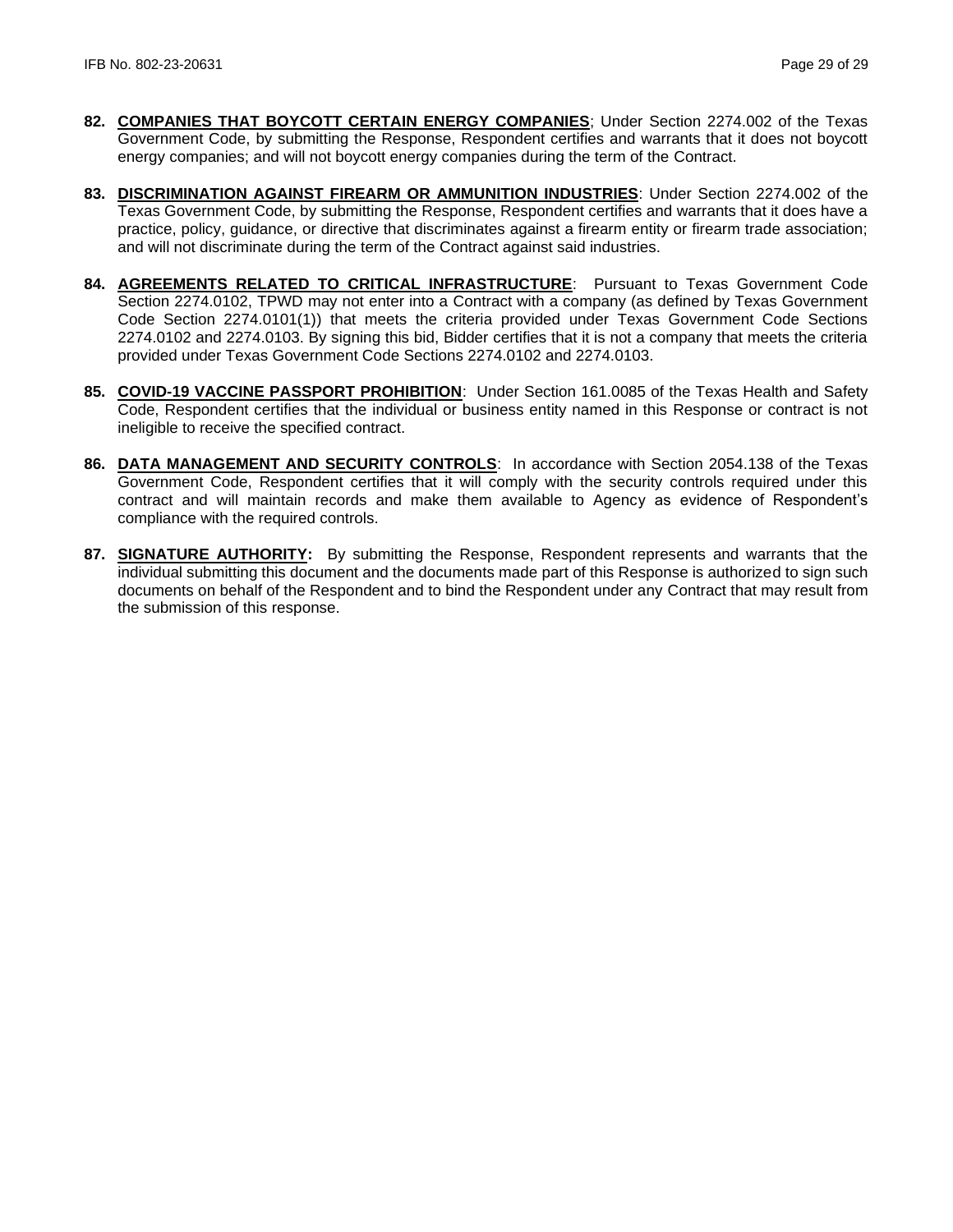**82. <u>COMPANIES THAT BOYCOTT CERTAIN ENERGY COMPANIES</u>**; Under Section 2274.002 of the Texas Government Code, by submitting the Response, Respondent certifies and warrants that it does not boycott energy companies; and will not boycott energy companies during the term of the Contract.

**83. <u>DISCRIMINATION AGAINST FIREARM OR AMMUNITION INDUSTRIES</u>**: Under Section 2274.002 of the Texas Government Code, by submitting the Response, Respondent certifies and warrants that it does have a practice, policy, guidance, or directive that discriminates against a firearm entity or firearm trade association; and will not discriminate during the term of the Contract against said industries.

**84. <u>AGREEMENTS RELATED TO CRITICAL INFRASTRUCTURE</u>**: Pursuant to Texas Government Code Section 2274.0102, TPWD may not enter into a Contract with a company (as defined by Texas Government Code Section 2274.0101(1)) that meets the criteria provided under Texas Government Code Sections 2274.0102 and 2274.0103. By signing this bid, Bidder certifies that it is not a company that meets the criteria provided under Texas Government Code Sections 2274.0102 and 2274.0103.

**85. <u>COVID-19 VACCINE PASSPORT PROHIBITION</u>**: Under Section 161.0085 of the Texas Health and Safety Code, Respondent certifies that the individual or business entity named in this Response or contract is not ineligible to receive the specified contract.

**86. <u>DATA MANAGEMENT AND SECURITY CONTROLS</u>**: In accordance with Section 2054.138 of the Texas Government Code, Respondent certifies that it will comply with the security controls required under this contract and will maintain records and make them available to Agency as evidence of Respondent's compliance with the required controls.

**87. <u>SIGNATURE AUTHORITY</u>:** By submitting the Response, Respondent represents and warrants that the individual submitting this document and the documents made part of this Response is authorized to sign such documents on behalf of the Respondent and to bind the Respondent under any Contract that may result from the submission of this response.